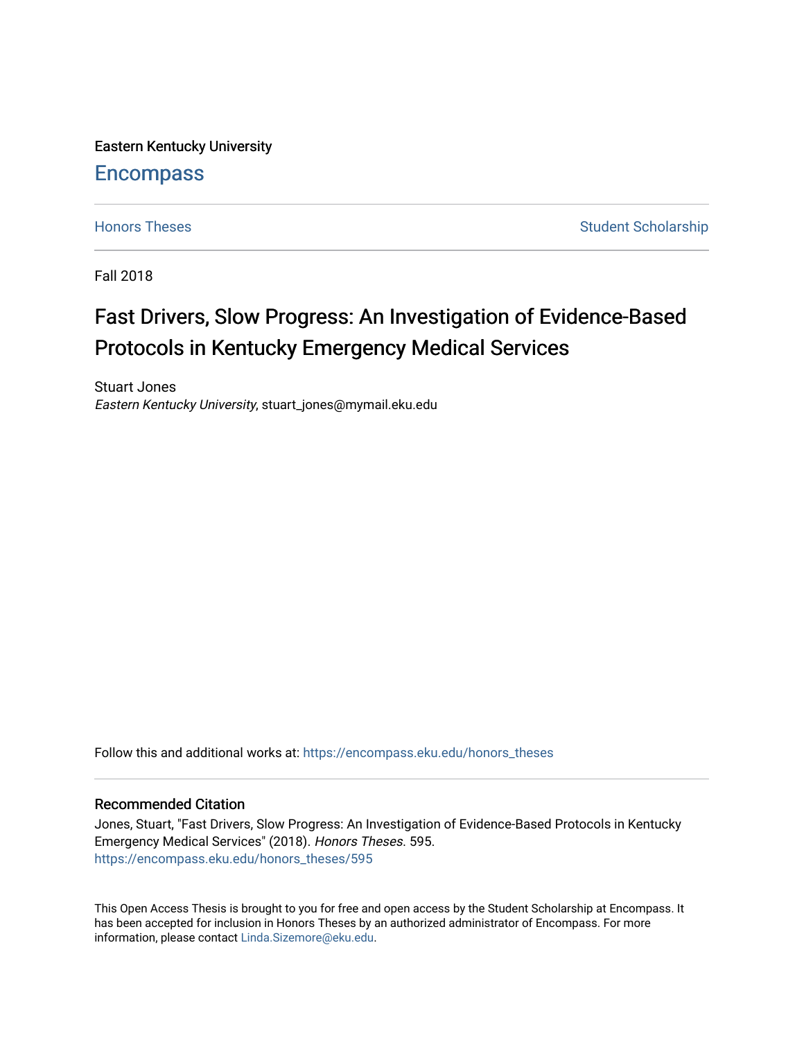Eastern Kentucky University

# Encompass

Honors Theses

Student Scholarship

Fall 2018

## Fast Drivers, Slow Progress: An Investigation of Evidence-Based Protocols in Kentucky Emergency Medical Services

Stuart Jones
*Eastern Kentucky University*, stuart_jones@mymail.eku.edu

Follow this and additional works at: https://encompass.eku.edu/honors_theses

### Recommended Citation

Jones, Stuart, "Fast Drivers, Slow Progress: An Investigation of Evidence-Based Protocols in Kentucky Emergency Medical Services" (2018). *Honors Theses*. 595.
https://encompass.eku.edu/honors_theses/595

This Open Access Thesis is brought to you for free and open access by the Student Scholarship at Encompass. It has been accepted for inclusion in Honors Theses by an authorized administrator of Encompass. For more information, please contact Linda.Sizemore@eku.edu.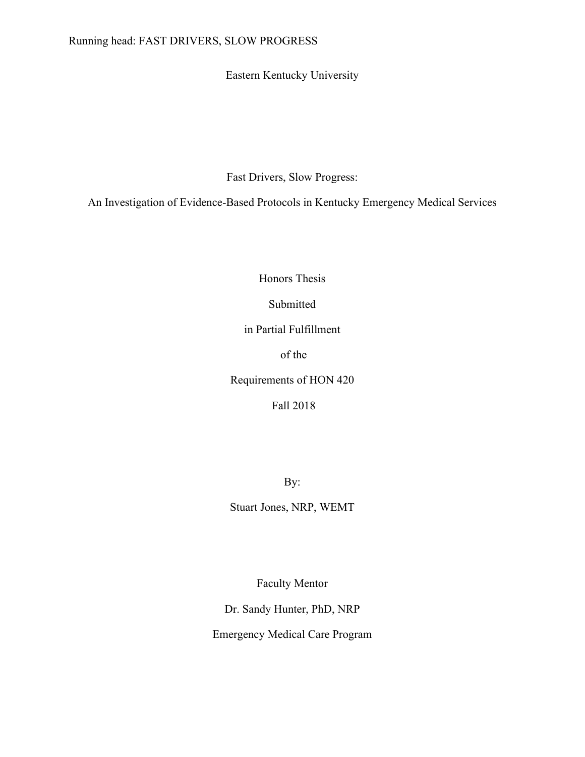Eastern Kentucky University

# Fast Drivers, Slow Progress:

## An Investigation of Evidence-Based Protocols in Kentucky Emergency Medical Services

Honors Thesis

Submitted

in Partial Fulfillment

of the

Requirements of HON 420

Fall 2018

By:

Stuart Jones, NRP, WEMT

Faculty Mentor

Dr. Sandy Hunter, PhD, NRP

Emergency Medical Care Program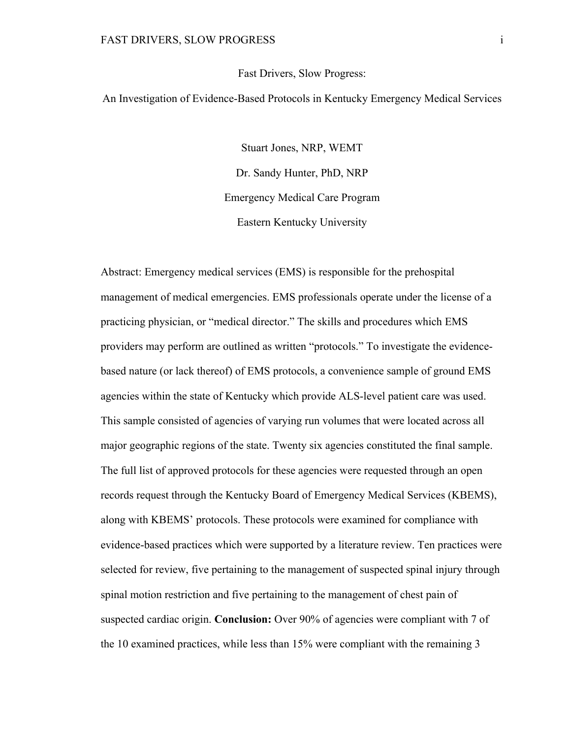Fast Drivers, Slow Progress:

An Investigation of Evidence-Based Protocols in Kentucky Emergency Medical Services

Stuart Jones, NRP, WEMT

Dr. Sandy Hunter, PhD, NRP

Emergency Medical Care Program

Eastern Kentucky University

Abstract: Emergency medical services (EMS) is responsible for the prehospital management of medical emergencies. EMS professionals operate under the license of a practicing physician, or "medical director." The skills and procedures which EMS providers may perform are outlined as written "protocols." To investigate the evidence-based nature (or lack thereof) of EMS protocols, a convenience sample of ground EMS agencies within the state of Kentucky which provide ALS-level patient care was used. This sample consisted of agencies of varying run volumes that were located across all major geographic regions of the state. Twenty six agencies constituted the final sample. The full list of approved protocols for these agencies were requested through an open records request through the Kentucky Board of Emergency Medical Services (KBEMS), along with KBEMS' protocols. These protocols were examined for compliance with evidence-based practices which were supported by a literature review. Ten practices were selected for review, five pertaining to the management of suspected spinal injury through spinal motion restriction and five pertaining to the management of chest pain of suspected cardiac origin. **Conclusion:** Over 90% of agencies were compliant with 7 of the 10 examined practices, while less than 15% were compliant with the remaining 3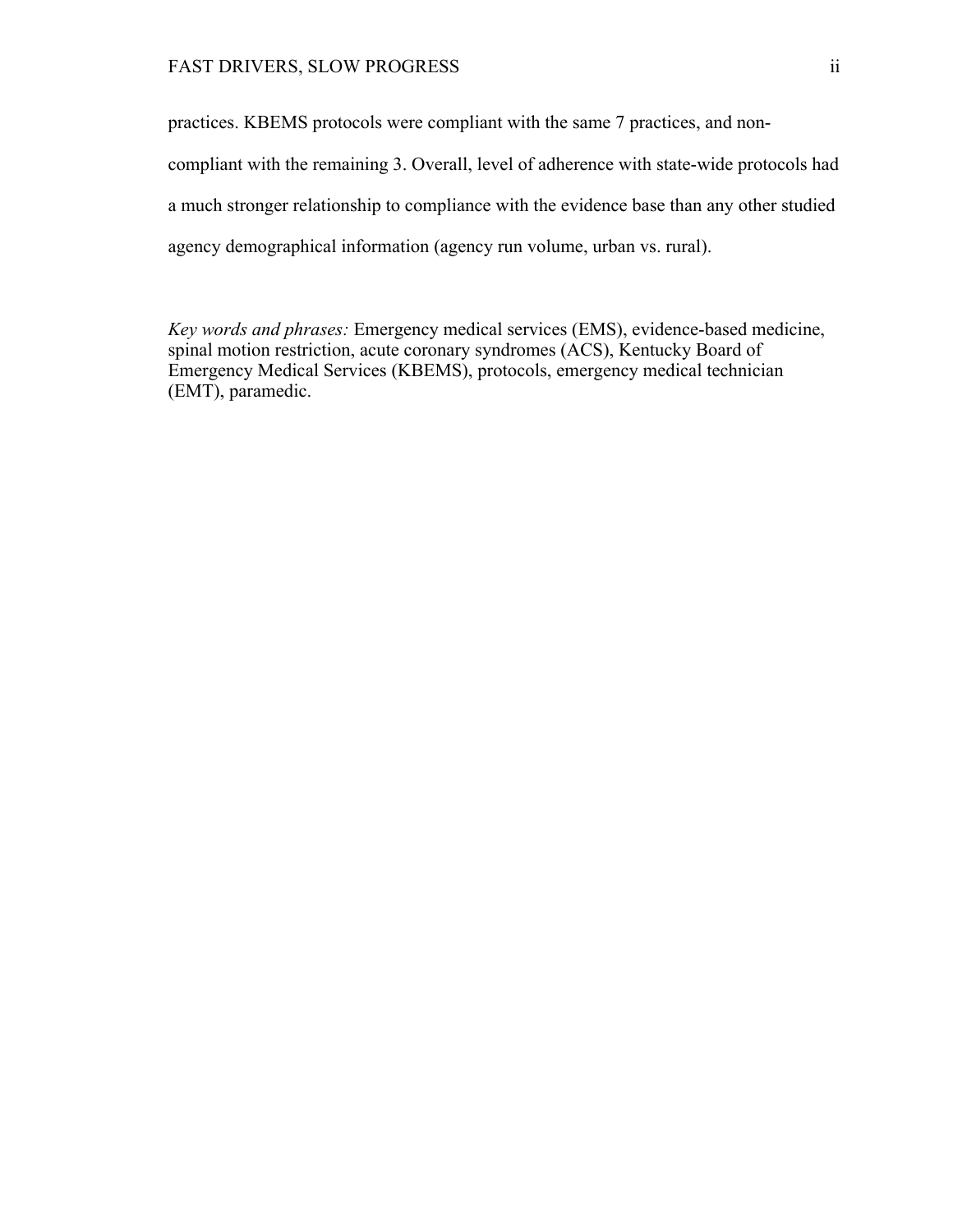practices. KBEMS protocols were compliant with the same 7 practices, and non-compliant with the remaining 3. Overall, level of adherence with state-wide protocols had a much stronger relationship to compliance with the evidence base than any other studied agency demographical information (agency run volume, urban vs. rural).

*Key words and phrases:* Emergency medical services (EMS), evidence-based medicine, spinal motion restriction, acute coronary syndromes (ACS), Kentucky Board of Emergency Medical Services (KBEMS), protocols, emergency medical technician (EMT), paramedic.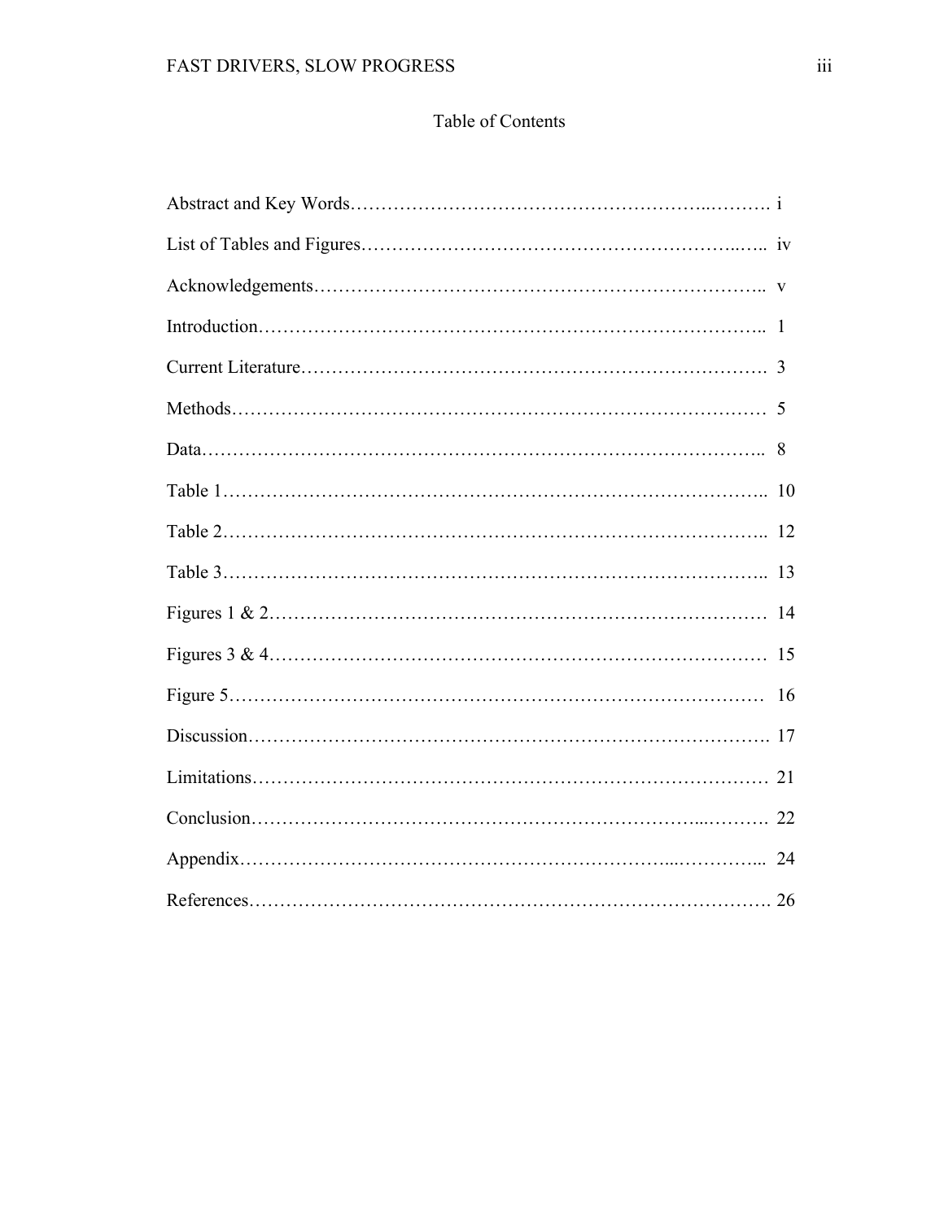# Table of Contents

| | |
|---|---|
| Abstract and Key Words | i |
| List of Tables and Figures | iv |
| Acknowledgements | v |
| Introduction | 1 |
| Current Literature | 3 |
| Methods | 5 |
| Data | 8 |
| Table 1 | 10 |
| Table 2 | 12 |
| Table 3 | 13 |
| Figures 1 & 2 | 14 |
| Figures 3 & 4 | 15 |
| Figure 5 | 16 |
| Discussion | 17 |
| Limitations | 21 |
| Conclusion | 22 |
| Appendix | 24 |
| References | 26 |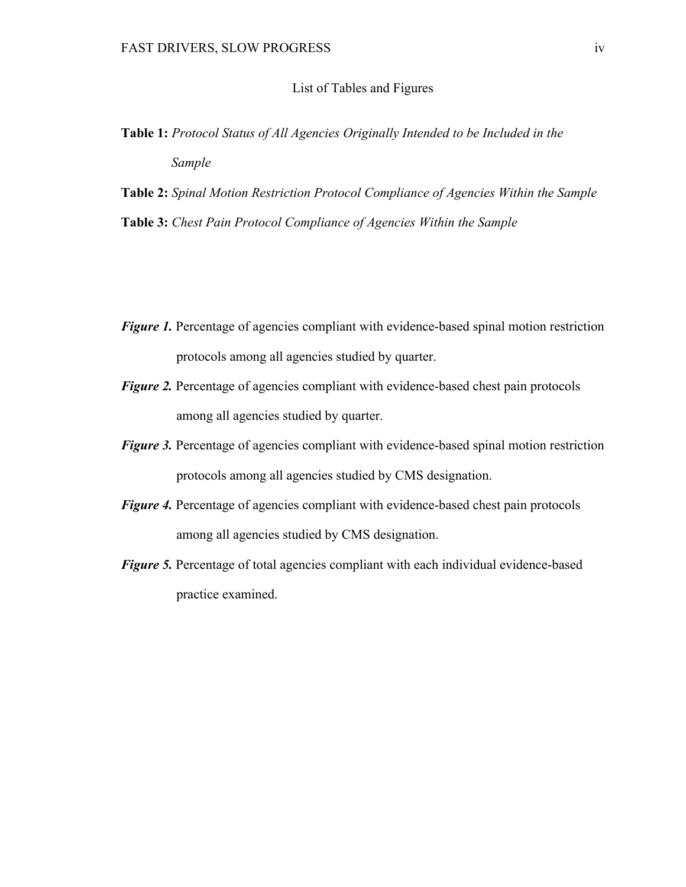## List of Tables and Figures

**Table 1:** *Protocol Status of All Agencies Originally Intended to be Included in the Sample*

**Table 2:** *Spinal Motion Restriction Protocol Compliance of Agencies Within the Sample*

**Table 3:** *Chest Pain Protocol Compliance of Agencies Within the Sample*

***Figure 1.*** Percentage of agencies compliant with evidence-based spinal motion restriction protocols among all agencies studied by quarter.

***Figure 2.*** Percentage of agencies compliant with evidence-based chest pain protocols among all agencies studied by quarter.

***Figure 3.*** Percentage of agencies compliant with evidence-based spinal motion restriction protocols among all agencies studied by CMS designation.

***Figure 4.*** Percentage of agencies compliant with evidence-based chest pain protocols among all agencies studied by CMS designation.

***Figure 5.*** Percentage of total agencies compliant with each individual evidence-based practice examined.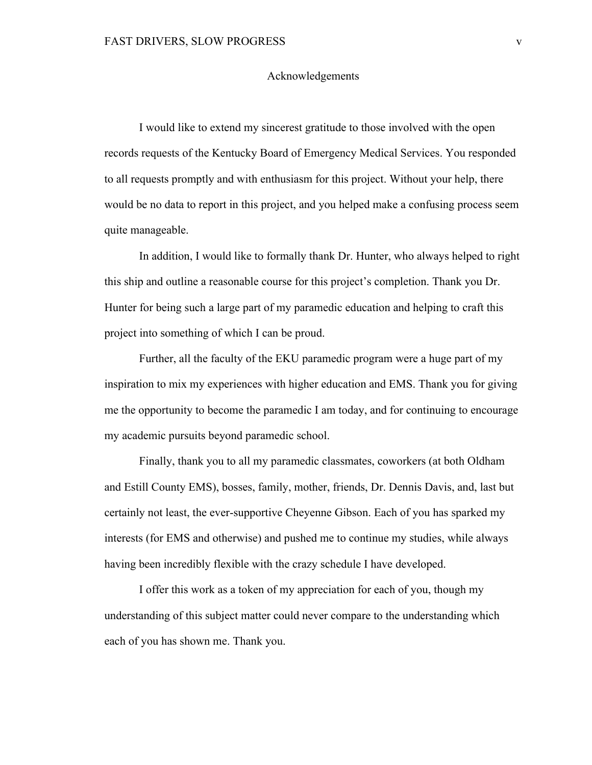# Acknowledgements

I would like to extend my sincerest gratitude to those involved with the open records requests of the Kentucky Board of Emergency Medical Services. You responded to all requests promptly and with enthusiasm for this project. Without your help, there would be no data to report in this project, and you helped make a confusing process seem quite manageable.

In addition, I would like to formally thank Dr. Hunter, who always helped to right this ship and outline a reasonable course for this project's completion. Thank you Dr. Hunter for being such a large part of my paramedic education and helping to craft this project into something of which I can be proud.

Further, all the faculty of the EKU paramedic program were a huge part of my inspiration to mix my experiences with higher education and EMS. Thank you for giving me the opportunity to become the paramedic I am today, and for continuing to encourage my academic pursuits beyond paramedic school.

Finally, thank you to all my paramedic classmates, coworkers (at both Oldham and Estill County EMS), bosses, family, mother, friends, Dr. Dennis Davis, and, last but certainly not least, the ever-supportive Cheyenne Gibson. Each of you has sparked my interests (for EMS and otherwise) and pushed me to continue my studies, while always having been incredibly flexible with the crazy schedule I have developed.

I offer this work as a token of my appreciation for each of you, though my understanding of this subject matter could never compare to the understanding which each of you has shown me. Thank you.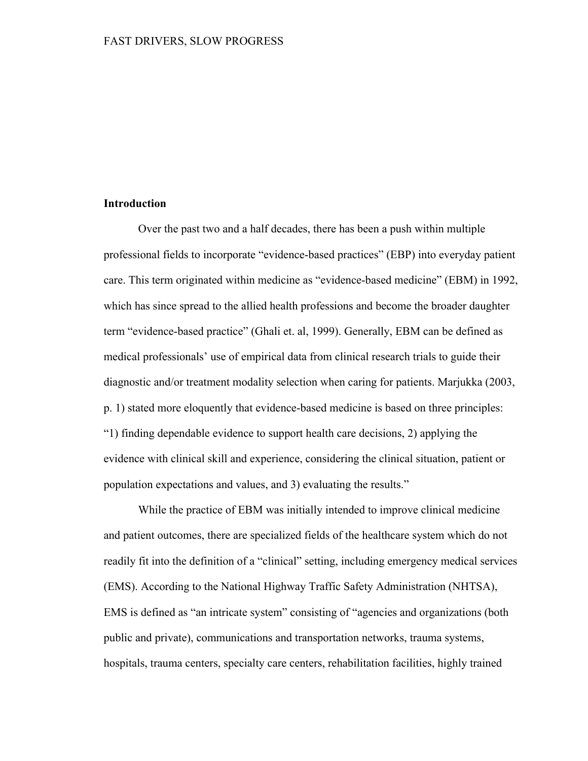## Introduction

Over the past two and a half decades, there has been a push within multiple professional fields to incorporate "evidence-based practices" (EBP) into everyday patient care. This term originated within medicine as "evidence-based medicine" (EBM) in 1992, which has since spread to the allied health professions and become the broader daughter term "evidence-based practice" (Ghali et. al, 1999). Generally, EBM can be defined as medical professionals' use of empirical data from clinical research trials to guide their diagnostic and/or treatment modality selection when caring for patients. Marjukka (2003, p. 1) stated more eloquently that evidence-based medicine is based on three principles: "1) finding dependable evidence to support health care decisions, 2) applying the evidence with clinical skill and experience, considering the clinical situation, patient or population expectations and values, and 3) evaluating the results."

While the practice of EBM was initially intended to improve clinical medicine and patient outcomes, there are specialized fields of the healthcare system which do not readily fit into the definition of a "clinical" setting, including emergency medical services (EMS). According to the National Highway Traffic Safety Administration (NHTSA), EMS is defined as "an intricate system" consisting of "agencies and organizations (both public and private), communications and transportation networks, trauma systems, hospitals, trauma centers, specialty care centers, rehabilitation facilities, highly trained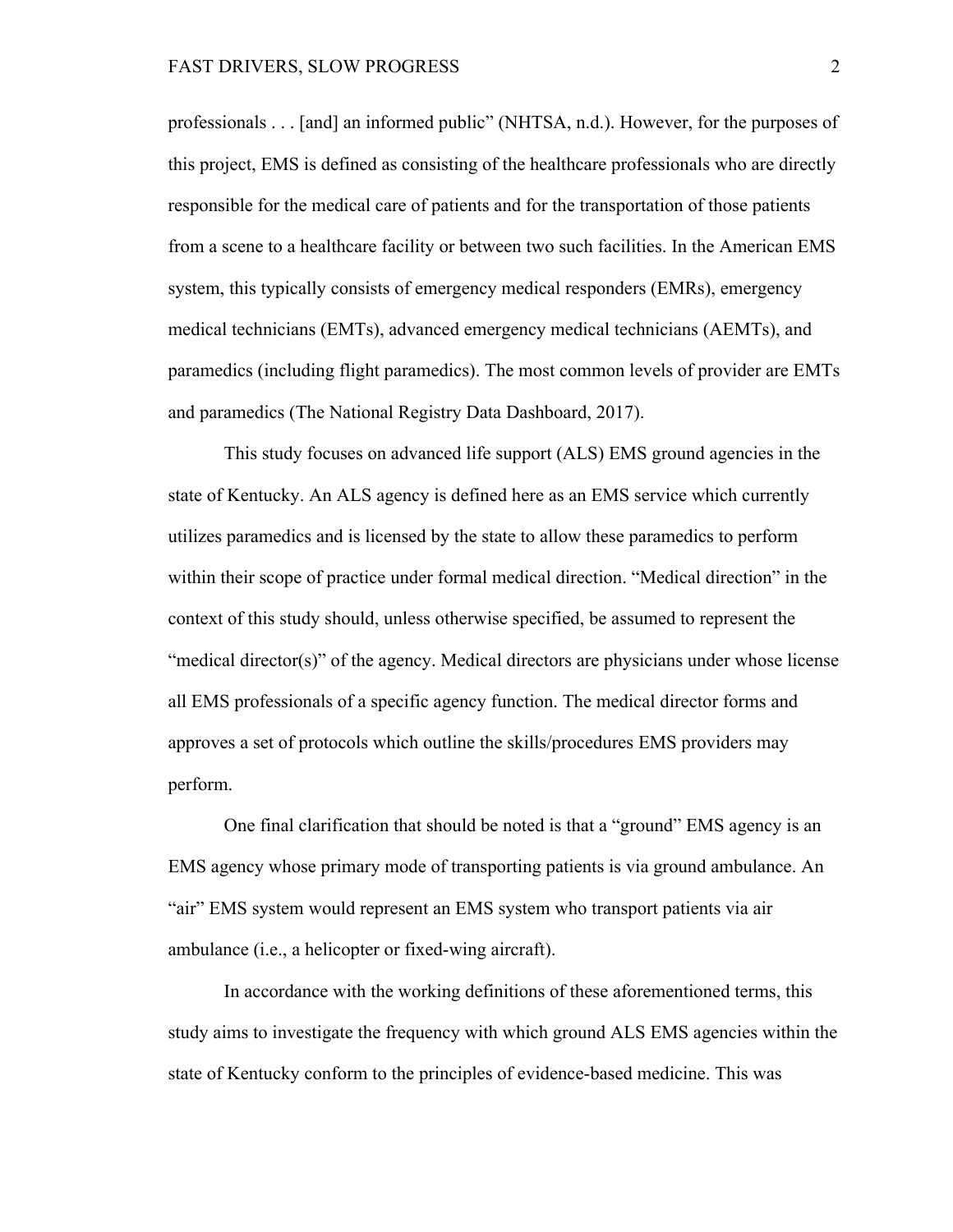professionals . . . [and] an informed public" (NHTSA, n.d.). However, for the purposes of this project, EMS is defined as consisting of the healthcare professionals who are directly responsible for the medical care of patients and for the transportation of those patients from a scene to a healthcare facility or between two such facilities. In the American EMS system, this typically consists of emergency medical responders (EMRs), emergency medical technicians (EMTs), advanced emergency medical technicians (AEMTs), and paramedics (including flight paramedics). The most common levels of provider are EMTs and paramedics (The National Registry Data Dashboard, 2017).

This study focuses on advanced life support (ALS) EMS ground agencies in the state of Kentucky. An ALS agency is defined here as an EMS service which currently utilizes paramedics and is licensed by the state to allow these paramedics to perform within their scope of practice under formal medical direction. "Medical direction" in the context of this study should, unless otherwise specified, be assumed to represent the "medical director(s)" of the agency. Medical directors are physicians under whose license all EMS professionals of a specific agency function. The medical director forms and approves a set of protocols which outline the skills/procedures EMS providers may perform.

One final clarification that should be noted is that a "ground" EMS agency is an EMS agency whose primary mode of transporting patients is via ground ambulance. An "air" EMS system would represent an EMS system who transport patients via air ambulance (i.e., a helicopter or fixed-wing aircraft).

In accordance with the working definitions of these aforementioned terms, this study aims to investigate the frequency with which ground ALS EMS agencies within the state of Kentucky conform to the principles of evidence-based medicine. This was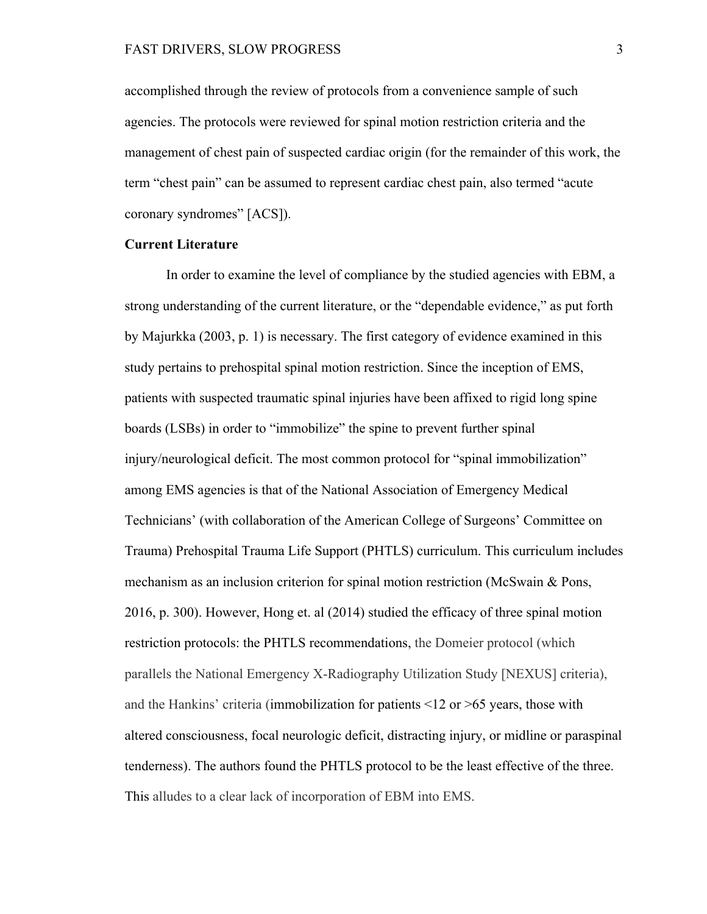accomplished through the review of protocols from a convenience sample of such agencies. The protocols were reviewed for spinal motion restriction criteria and the management of chest pain of suspected cardiac origin (for the remainder of this work, the term "chest pain" can be assumed to represent cardiac chest pain, also termed "acute coronary syndromes" [ACS]).

**Current Literature**

In order to examine the level of compliance by the studied agencies with EBM, a strong understanding of the current literature, or the "dependable evidence," as put forth by Majurkka (2003, p. 1) is necessary. The first category of evidence examined in this study pertains to prehospital spinal motion restriction. Since the inception of EMS, patients with suspected traumatic spinal injuries have been affixed to rigid long spine boards (LSBs) in order to "immobilize" the spine to prevent further spinal injury/neurological deficit. The most common protocol for "spinal immobilization" among EMS agencies is that of the National Association of Emergency Medical Technicians' (with collaboration of the American College of Surgeons' Committee on Trauma) Prehospital Trauma Life Support (PHTLS) curriculum. This curriculum includes mechanism as an inclusion criterion for spinal motion restriction (McSwain & Pons, 2016, p. 300). However, Hong et. al (2014) studied the efficacy of three spinal motion restriction protocols: the PHTLS recommendations, the Domeier protocol (which parallels the National Emergency X-Radiography Utilization Study [NEXUS] criteria), and the Hankins' criteria (immobilization for patients <12 or >65 years, those with altered consciousness, focal neurologic deficit, distracting injury, or midline or paraspinal tenderness). The authors found the PHTLS protocol to be the least effective of the three. This alludes to a clear lack of incorporation of EBM into EMS.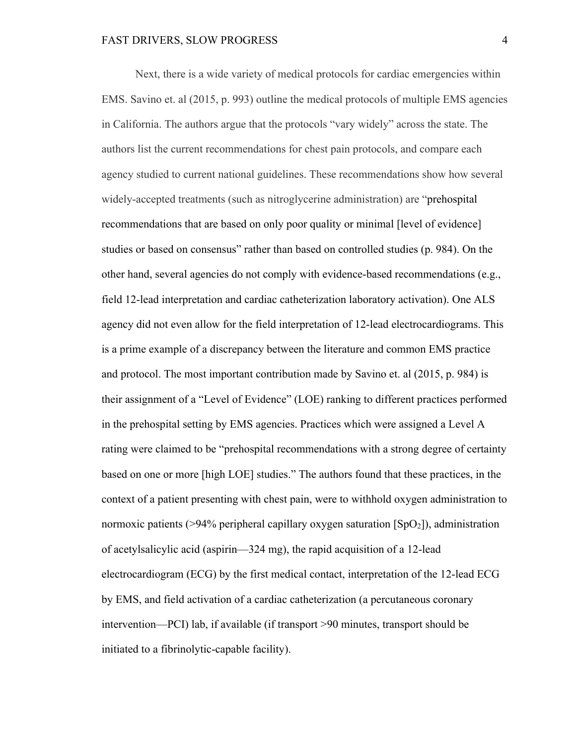Next, there is a wide variety of medical protocols for cardiac emergencies within EMS. Savino et. al (2015, p. 993) outline the medical protocols of multiple EMS agencies in California. The authors argue that the protocols "vary widely" across the state. The authors list the current recommendations for chest pain protocols, and compare each agency studied to current national guidelines. These recommendations show how several widely-accepted treatments (such as nitroglycerine administration) are "prehospital recommendations that are based on only poor quality or minimal [level of evidence] studies or based on consensus" rather than based on controlled studies (p. 984). On the other hand, several agencies do not comply with evidence-based recommendations (e.g., field 12-lead interpretation and cardiac catheterization laboratory activation). One ALS agency did not even allow for the field interpretation of 12-lead electrocardiograms. This is a prime example of a discrepancy between the literature and common EMS practice and protocol. The most important contribution made by Savino et. al (2015, p. 984) is their assignment of a "Level of Evidence" (LOE) ranking to different practices performed in the prehospital setting by EMS agencies. Practices which were assigned a Level A rating were claimed to be "prehospital recommendations with a strong degree of certainty based on one or more [high LOE] studies." The authors found that these practices, in the context of a patient presenting with chest pain, were to withhold oxygen administration to normoxic patients (>94% peripheral capillary oxygen saturation [$SpO_2$]), administration of acetylsalicylic acid (aspirin—324 mg), the rapid acquisition of a 12-lead electrocardiogram (ECG) by the first medical contact, interpretation of the 12-lead ECG by EMS, and field activation of a cardiac catheterization (a percutaneous coronary intervention—PCI) lab, if available (if transport >90 minutes, transport should be initiated to a fibrinolytic-capable facility).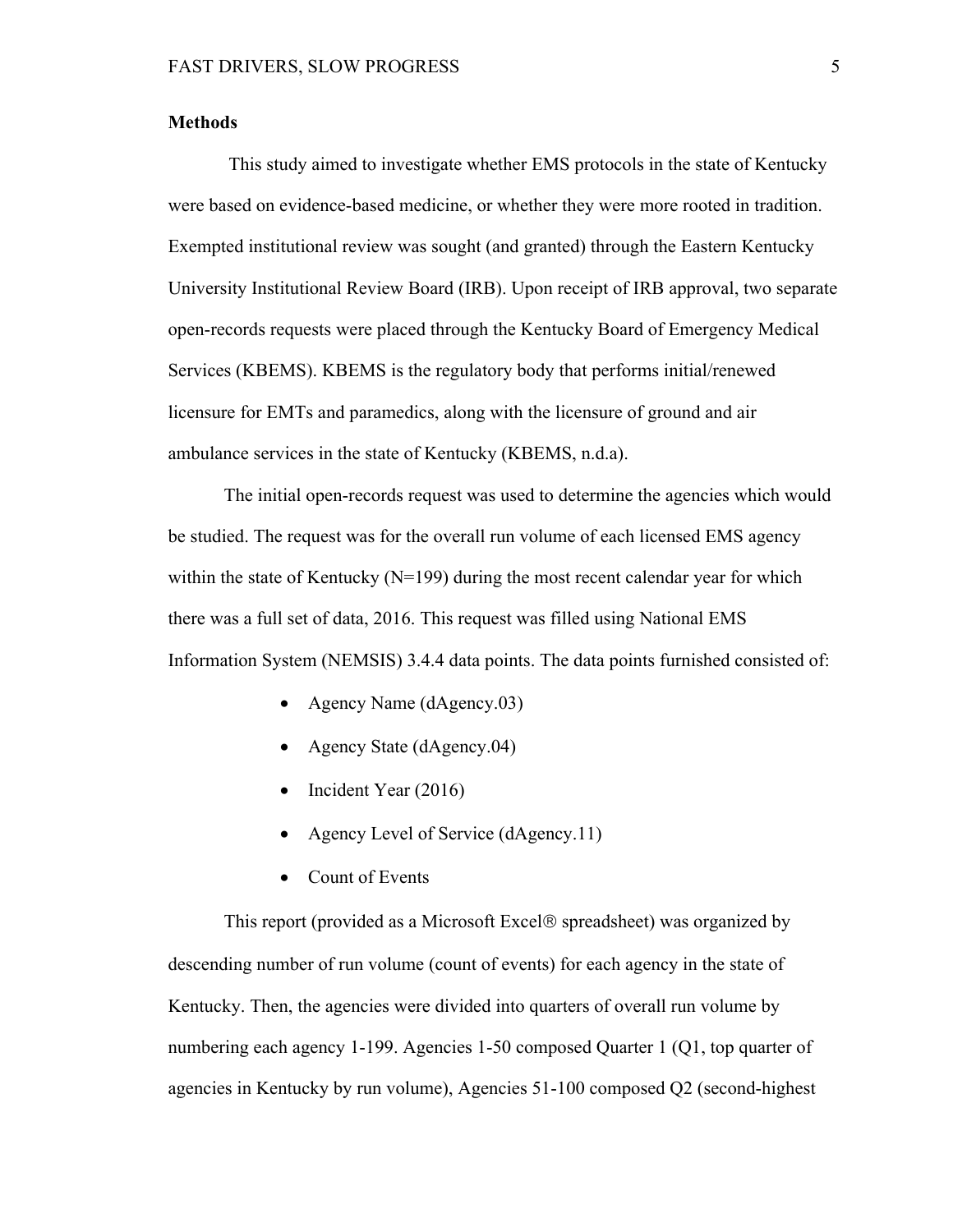## Methods

This study aimed to investigate whether EMS protocols in the state of Kentucky were based on evidence-based medicine, or whether they were more rooted in tradition. Exempted institutional review was sought (and granted) through the Eastern Kentucky University Institutional Review Board (IRB). Upon receipt of IRB approval, two separate open-records requests were placed through the Kentucky Board of Emergency Medical Services (KBEMS). KBEMS is the regulatory body that performs initial/renewed licensure for EMTs and paramedics, along with the licensure of ground and air ambulance services in the state of Kentucky (KBEMS, n.d.a).

The initial open-records request was used to determine the agencies which would be studied. The request was for the overall run volume of each licensed EMS agency within the state of Kentucky (N=199) during the most recent calendar year for which there was a full set of data, 2016. This request was filled using National EMS Information System (NEMSIS) 3.4.4 data points. The data points furnished consisted of:

- Agency Name (dAgency.03)
- Agency State (dAgency.04)
- Incident Year (2016)
- Agency Level of Service (dAgency.11)
- Count of Events

This report (provided as a Microsoft Excel® spreadsheet) was organized by descending number of run volume (count of events) for each agency in the state of Kentucky. Then, the agencies were divided into quarters of overall run volume by numbering each agency 1-199. Agencies 1-50 composed Quarter 1 (Q1, top quarter of agencies in Kentucky by run volume), Agencies 51-100 composed Q2 (second-highest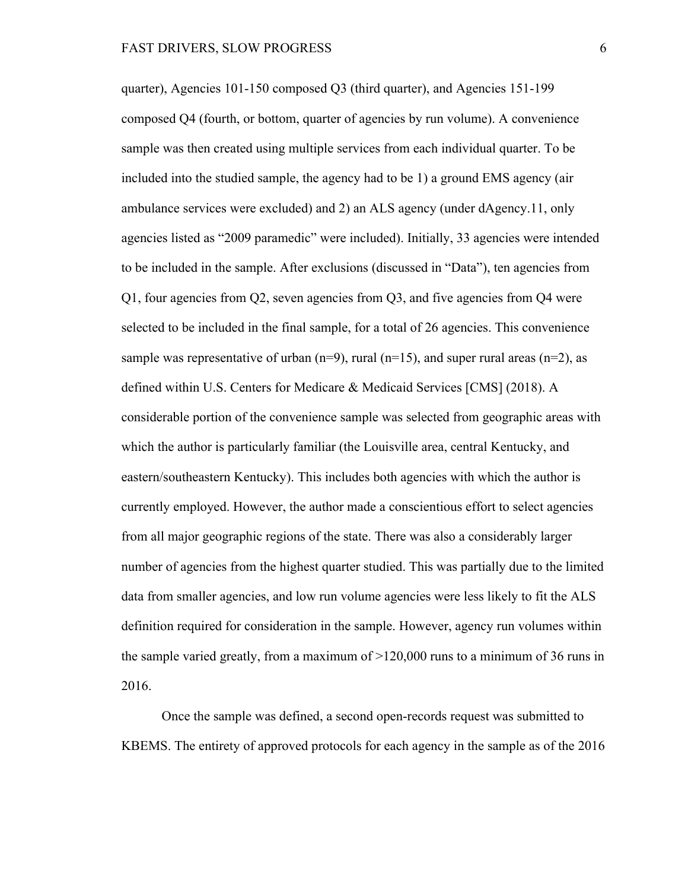quarter), Agencies 101-150 composed Q3 (third quarter), and Agencies 151-199 composed Q4 (fourth, or bottom, quarter of agencies by run volume). A convenience sample was then created using multiple services from each individual quarter. To be included into the studied sample, the agency had to be 1) a ground EMS agency (air ambulance services were excluded) and 2) an ALS agency (under dAgency.11, only agencies listed as "2009 paramedic" were included). Initially, 33 agencies were intended to be included in the sample. After exclusions (discussed in "Data"), ten agencies from Q1, four agencies from Q2, seven agencies from Q3, and five agencies from Q4 were selected to be included in the final sample, for a total of 26 agencies. This convenience sample was representative of urban (n=9), rural (n=15), and super rural areas (n=2), as defined within U.S. Centers for Medicare & Medicaid Services [CMS] (2018). A considerable portion of the convenience sample was selected from geographic areas with which the author is particularly familiar (the Louisville area, central Kentucky, and eastern/southeastern Kentucky). This includes both agencies with which the author is currently employed. However, the author made a conscientious effort to select agencies from all major geographic regions of the state. There was also a considerably larger number of agencies from the highest quarter studied. This was partially due to the limited data from smaller agencies, and low run volume agencies were less likely to fit the ALS definition required for consideration in the sample. However, agency run volumes within the sample varied greatly, from a maximum of >120,000 runs to a minimum of 36 runs in 2016.

Once the sample was defined, a second open-records request was submitted to KBEMS. The entirety of approved protocols for each agency in the sample as of the 2016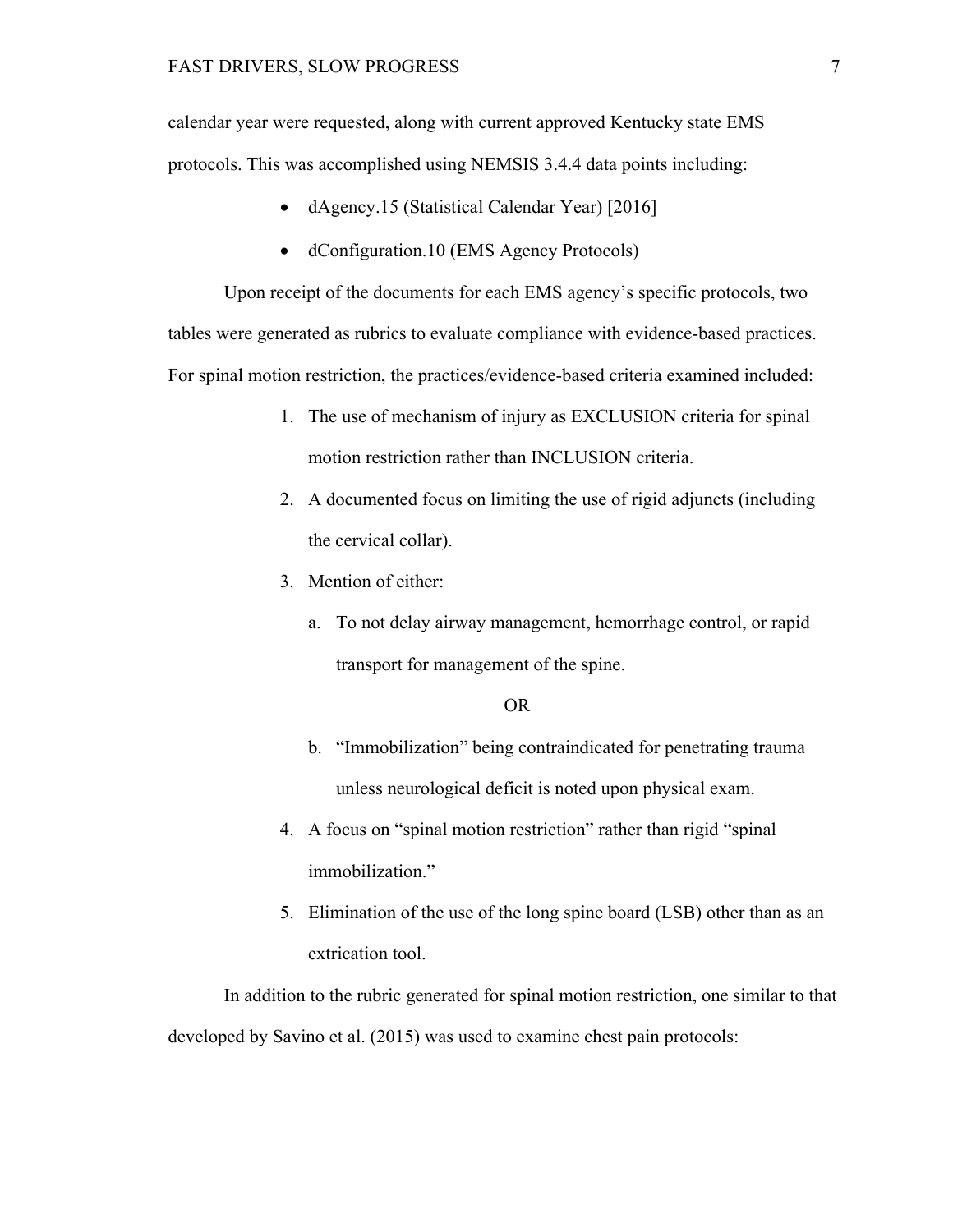calendar year were requested, along with current approved Kentucky state EMS protocols. This was accomplished using NEMSIS 3.4.4 data points including:

- dAgency.15 (Statistical Calendar Year) [2016]
- dConfiguration.10 (EMS Agency Protocols)

Upon receipt of the documents for each EMS agency's specific protocols, two tables were generated as rubrics to evaluate compliance with evidence-based practices. For spinal motion restriction, the practices/evidence-based criteria examined included:

1. The use of mechanism of injury as EXCLUSION criteria for spinal motion restriction rather than INCLUSION criteria.
2. A documented focus on limiting the use of rigid adjuncts (including the cervical collar).
3. Mention of either:
   a. To not delay airway management, hemorrhage control, or rapid transport for management of the spine.

      OR

   b. "Immobilization" being contraindicated for penetrating trauma unless neurological deficit is noted upon physical exam.
4. A focus on "spinal motion restriction" rather than rigid "spinal immobilization."
5. Elimination of the use of the long spine board (LSB) other than as an extrication tool.

In addition to the rubric generated for spinal motion restriction, one similar to that developed by Savino et al. (2015) was used to examine chest pain protocols: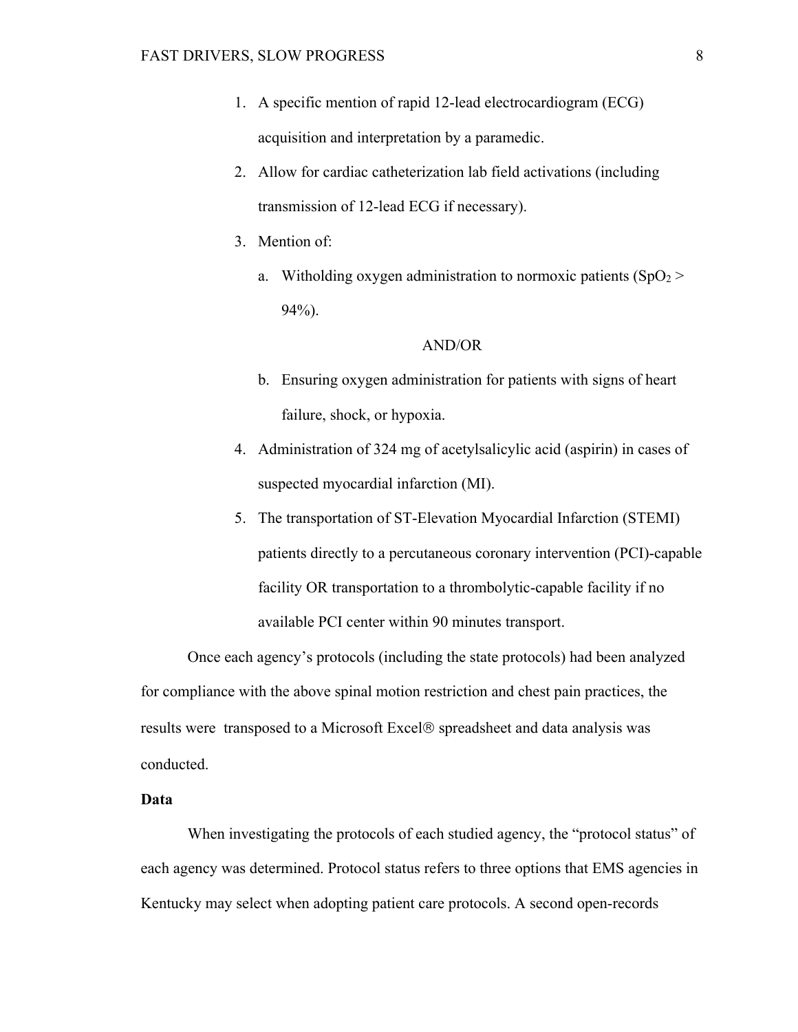1. A specific mention of rapid 12-lead electrocardiogram (ECG) acquisition and interpretation by a paramedic.
2. Allow for cardiac catheterization lab field activations (including transmission of 12-lead ECG if necessary).
3. Mention of:
   a. Witholding oxygen administration to normoxic patients ($SpO_2$ > 94%).

      AND/OR

   b. Ensuring oxygen administration for patients with signs of heart failure, shock, or hypoxia.
4. Administration of 324 mg of acetylsalicylic acid (aspirin) in cases of suspected myocardial infarction (MI).
5. The transportation of ST-Elevation Myocardial Infarction (STEMI) patients directly to a percutaneous coronary intervention (PCI)-capable facility OR transportation to a thrombolytic-capable facility if no available PCI center within 90 minutes transport.

Once each agency's protocols (including the state protocols) had been analyzed for compliance with the above spinal motion restriction and chest pain practices, the results were transposed to a Microsoft Excel® spreadsheet and data analysis was conducted.

**Data**

When investigating the protocols of each studied agency, the "protocol status" of each agency was determined. Protocol status refers to three options that EMS agencies in Kentucky may select when adopting patient care protocols. A second open-records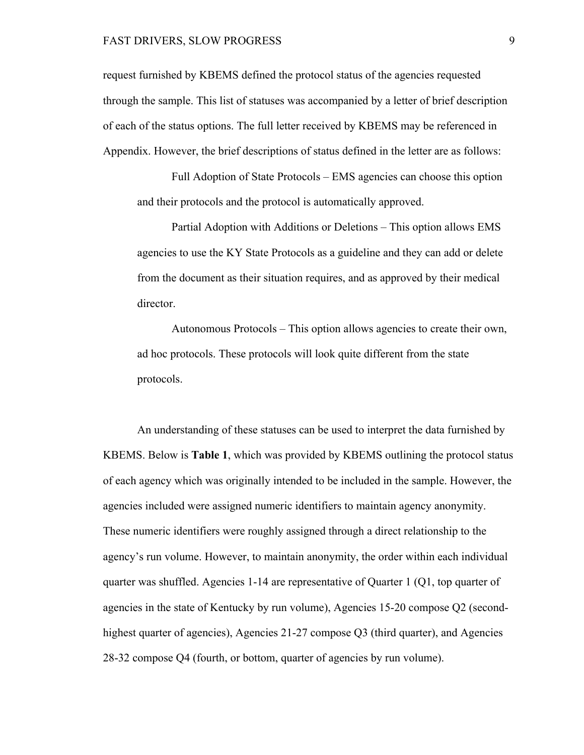request furnished by KBEMS defined the protocol status of the agencies requested through the sample. This list of statuses was accompanied by a letter of brief description of each of the status options. The full letter received by KBEMS may be referenced in Appendix. However, the brief descriptions of status defined in the letter are as follows:

> Full Adoption of State Protocols – EMS agencies can choose this option and their protocols and the protocol is automatically approved.
>
> Partial Adoption with Additions or Deletions – This option allows EMS agencies to use the KY State Protocols as a guideline and they can add or delete from the document as their situation requires, and as approved by their medical director.
>
> Autonomous Protocols – This option allows agencies to create their own, ad hoc protocols. These protocols will look quite different from the state protocols.

An understanding of these statuses can be used to interpret the data furnished by KBEMS. Below is **Table 1**, which was provided by KBEMS outlining the protocol status of each agency which was originally intended to be included in the sample. However, the agencies included were assigned numeric identifiers to maintain agency anonymity. These numeric identifiers were roughly assigned through a direct relationship to the agency's run volume. However, to maintain anonymity, the order within each individual quarter was shuffled. Agencies 1-14 are representative of Quarter 1 (Q1, top quarter of agencies in the state of Kentucky by run volume), Agencies 15-20 compose Q2 (second-highest quarter of agencies), Agencies 21-27 compose Q3 (third quarter), and Agencies 28-32 compose Q4 (fourth, or bottom, quarter of agencies by run volume).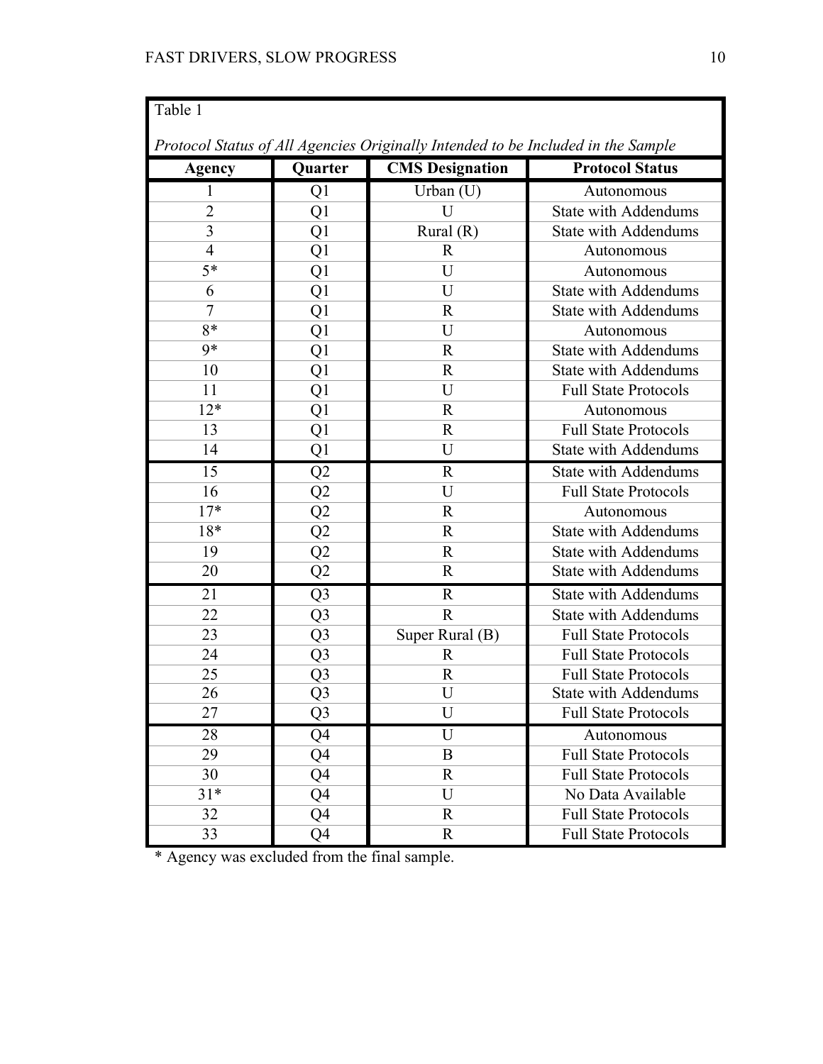Table 1

*Protocol Status of All Agencies Originally Intended to be Included in the Sample*

| Agency | Quarter | CMS Designation | Protocol Status |
|---|---|---|---|
| 1 | Q1 | Urban (U) | Autonomous |
| 2 | Q1 | U | State with Addendums |
| 3 | Q1 | Rural (R) | State with Addendums |
| 4 | Q1 | R | Autonomous |
| 5* | Q1 | U | Autonomous |
| 6 | Q1 | U | State with Addendums |
| 7 | Q1 | R | State with Addendums |
| 8* | Q1 | U | Autonomous |
| 9* | Q1 | R | State with Addendums |
| 10 | Q1 | R | State with Addendums |
| 11 | Q1 | U | Full State Protocols |
| 12* | Q1 | R | Autonomous |
| 13 | Q1 | R | Full State Protocols |
| 14 | Q1 | U | State with Addendums |
| 15 | Q2 | R | State with Addendums |
| 16 | Q2 | U | Full State Protocols |
| 17* | Q2 | R | Autonomous |
| 18* | Q2 | R | State with Addendums |
| 19 | Q2 | R | State with Addendums |
| 20 | Q2 | R | State with Addendums |
| 21 | Q3 | R | State with Addendums |
| 22 | Q3 | R | State with Addendums |
| 23 | Q3 | Super Rural (B) | Full State Protocols |
| 24 | Q3 | R | Full State Protocols |
| 25 | Q3 | R | Full State Protocols |
| 26 | Q3 | U | State with Addendums |
| 27 | Q3 | U | Full State Protocols |
| 28 | Q4 | U | Autonomous |
| 29 | Q4 | B | Full State Protocols |
| 30 | Q4 | R | Full State Protocols |
| 31* | Q4 | U | No Data Available |
| 32 | Q4 | R | Full State Protocols |
| 33 | Q4 | R | Full State Protocols |

* Agency was excluded from the final sample.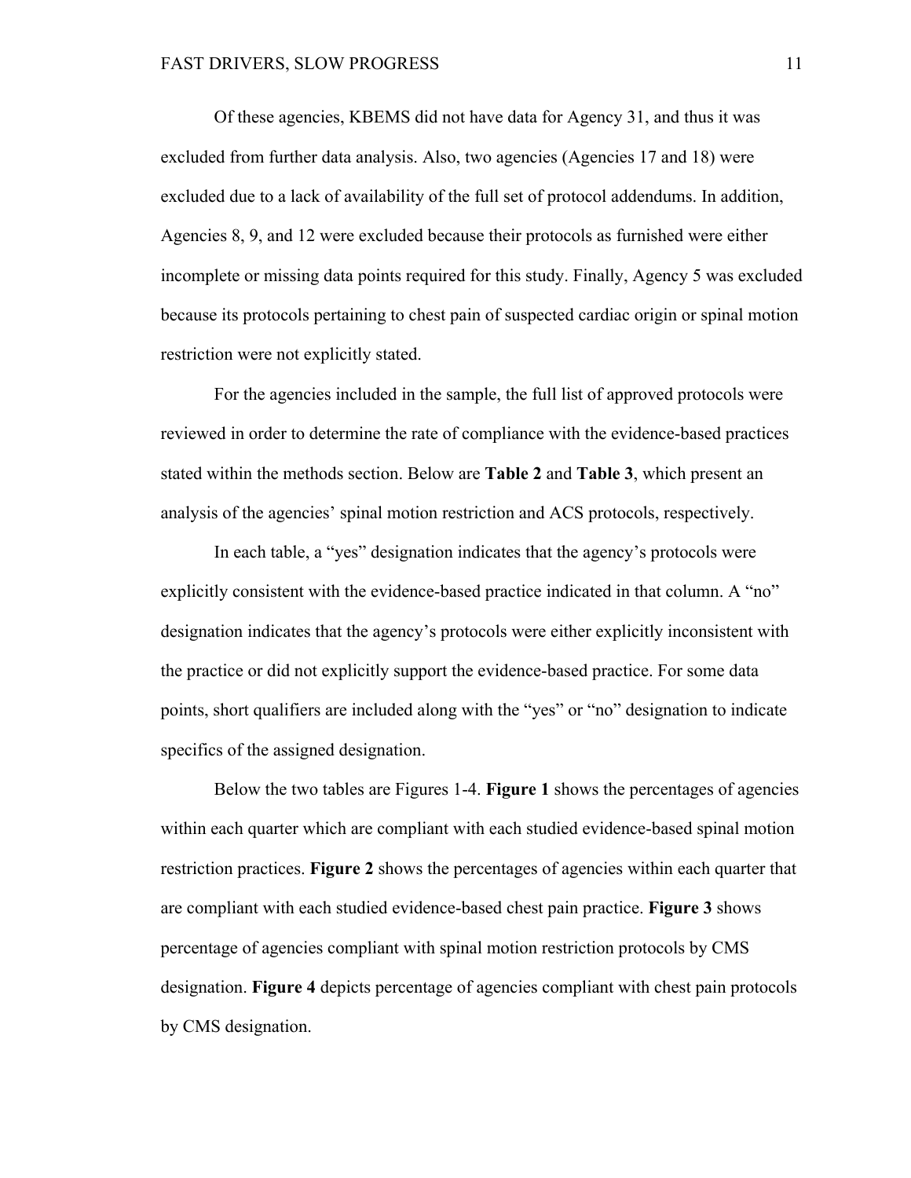Of these agencies, KBEMS did not have data for Agency 31, and thus it was excluded from further data analysis. Also, two agencies (Agencies 17 and 18) were excluded due to a lack of availability of the full set of protocol addendums. In addition, Agencies 8, 9, and 12 were excluded because their protocols as furnished were either incomplete or missing data points required for this study. Finally, Agency 5 was excluded because its protocols pertaining to chest pain of suspected cardiac origin or spinal motion restriction were not explicitly stated.

For the agencies included in the sample, the full list of approved protocols were reviewed in order to determine the rate of compliance with the evidence-based practices stated within the methods section. Below are **Table 2** and **Table 3**, which present an analysis of the agencies' spinal motion restriction and ACS protocols, respectively.

In each table, a "yes" designation indicates that the agency's protocols were explicitly consistent with the evidence-based practice indicated in that column. A "no" designation indicates that the agency's protocols were either explicitly inconsistent with the practice or did not explicitly support the evidence-based practice. For some data points, short qualifiers are included along with the "yes" or "no" designation to indicate specifics of the assigned designation.

Below the two tables are Figures 1-4. **Figure 1** shows the percentages of agencies within each quarter which are compliant with each studied evidence-based spinal motion restriction practices. **Figure 2** shows the percentages of agencies within each quarter that are compliant with each studied evidence-based chest pain practice. **Figure 3** shows percentage of agencies compliant with spinal motion restriction protocols by CMS designation. **Figure 4** depicts percentage of agencies compliant with chest pain protocols by CMS designation.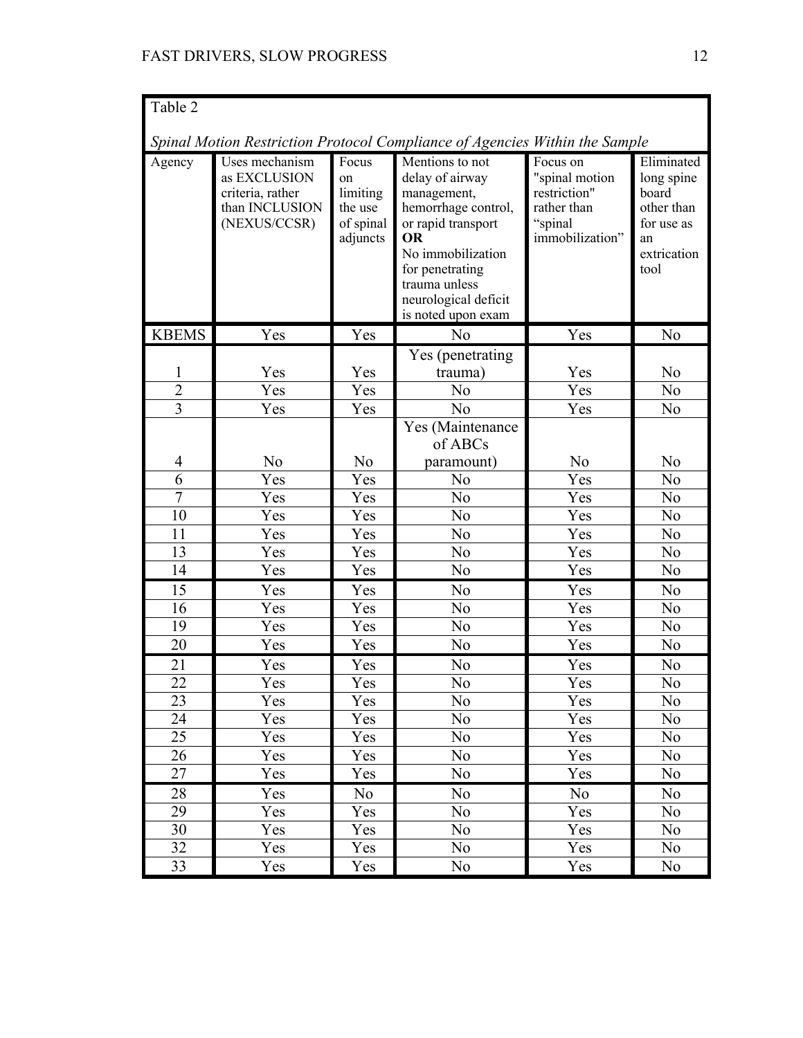Table 2

*Spinal Motion Restriction Protocol Compliance of Agencies Within the Sample*

| Agency | Uses mechanism as EXCLUSION criteria, rather than INCLUSION (NEXUS/CCSR) | Focus on limiting the use of spinal adjuncts | Mentions to not delay of airway management, hemorrhage control, or rapid transport **OR** No immobilization for penetrating trauma unless neurological deficit is noted upon exam | Focus on "spinal motion restriction" rather than "spinal immobilization" | Eliminated long spine board other than for use as an extrication tool |
|---|---|---|---|---|---|
| KBEMS | Yes | Yes | No | Yes | No |
| 1 | Yes | Yes | Yes (penetrating trauma) | Yes | No |
| 2 | Yes | Yes | No | Yes | No |
| 3 | Yes | Yes | No | Yes | No |
| 4 | No | No | Yes (Maintenance of ABCs paramount) | No | No |
| 6 | Yes | Yes | No | Yes | No |
| 7 | Yes | Yes | No | Yes | No |
| 10 | Yes | Yes | No | Yes | No |
| 11 | Yes | Yes | No | Yes | No |
| 13 | Yes | Yes | No | Yes | No |
| 14 | Yes | Yes | No | Yes | No |
| 15 | Yes | Yes | No | Yes | No |
| 16 | Yes | Yes | No | Yes | No |
| 19 | Yes | Yes | No | Yes | No |
| 20 | Yes | Yes | No | Yes | No |
| 21 | Yes | Yes | No | Yes | No |
| 22 | Yes | Yes | No | Yes | No |
| 23 | Yes | Yes | No | Yes | No |
| 24 | Yes | Yes | No | Yes | No |
| 25 | Yes | Yes | No | Yes | No |
| 26 | Yes | Yes | No | Yes | No |
| 27 | Yes | Yes | No | Yes | No |
| 28 | Yes | No | No | No | No |
| 29 | Yes | Yes | No | Yes | No |
| 30 | Yes | Yes | No | Yes | No |
| 32 | Yes | Yes | No | Yes | No |
| 33 | Yes | Yes | No | Yes | No |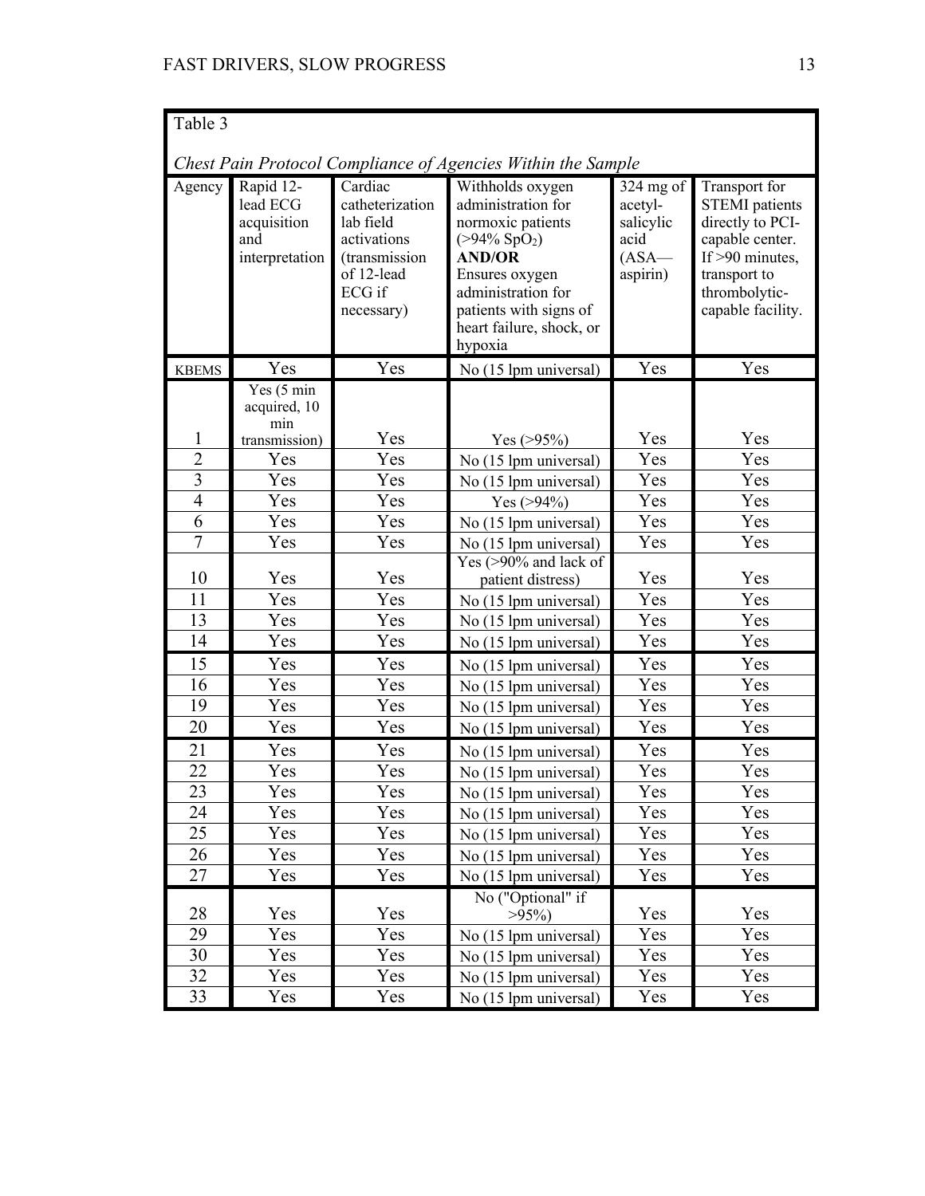Table 3

*Chest Pain Protocol Compliance of Agencies Within the Sample*

| Agency | Rapid 12-lead ECG acquisition and interpretation | Cardiac catheterization lab field activations (transmission of 12-lead ECG if necessary) | Withholds oxygen administration for normoxic patients (>94% $SpO_2$) **AND/OR** Ensures oxygen administration for patients with signs of heart failure, shock, or hypoxia | 324 mg of acetyl-salicylic acid (ASA—aspirin) | Transport for STEMI patients directly to PCI-capable center. If >90 minutes, transport to thrombolytic-capable facility. |
|---|---|---|---|---|---|
| KBEMS | Yes | Yes | No (15 lpm universal) | Yes | Yes |
| 1 | Yes (5 min acquired, 10 min transmission) | Yes | Yes (>95%) | Yes | Yes |
| 2 | Yes | Yes | No (15 lpm universal) | Yes | Yes |
| 3 | Yes | Yes | No (15 lpm universal) | Yes | Yes |
| 4 | Yes | Yes | Yes (>94%) | Yes | Yes |
| 6 | Yes | Yes | No (15 lpm universal) | Yes | Yes |
| 7 | Yes | Yes | No (15 lpm universal) | Yes | Yes |
| 10 | Yes | Yes | Yes (>90% and lack of patient distress) | Yes | Yes |
| 11 | Yes | Yes | No (15 lpm universal) | Yes | Yes |
| 13 | Yes | Yes | No (15 lpm universal) | Yes | Yes |
| 14 | Yes | Yes | No (15 lpm universal) | Yes | Yes |
| 15 | Yes | Yes | No (15 lpm universal) | Yes | Yes |
| 16 | Yes | Yes | No (15 lpm universal) | Yes | Yes |
| 19 | Yes | Yes | No (15 lpm universal) | Yes | Yes |
| 20 | Yes | Yes | No (15 lpm universal) | Yes | Yes |
| 21 | Yes | Yes | No (15 lpm universal) | Yes | Yes |
| 22 | Yes | Yes | No (15 lpm universal) | Yes | Yes |
| 23 | Yes | Yes | No (15 lpm universal) | Yes | Yes |
| 24 | Yes | Yes | No (15 lpm universal) | Yes | Yes |
| 25 | Yes | Yes | No (15 lpm universal) | Yes | Yes |
| 26 | Yes | Yes | No (15 lpm universal) | Yes | Yes |
| 27 | Yes | Yes | No (15 lpm universal) | Yes | Yes |
| 28 | Yes | Yes | No ("Optional" if >95%) | Yes | Yes |
| 29 | Yes | Yes | No (15 lpm universal) | Yes | Yes |
| 30 | Yes | Yes | No (15 lpm universal) | Yes | Yes |
| 32 | Yes | Yes | No (15 lpm universal) | Yes | Yes |
| 33 | Yes | Yes | No (15 lpm universal) | Yes | Yes |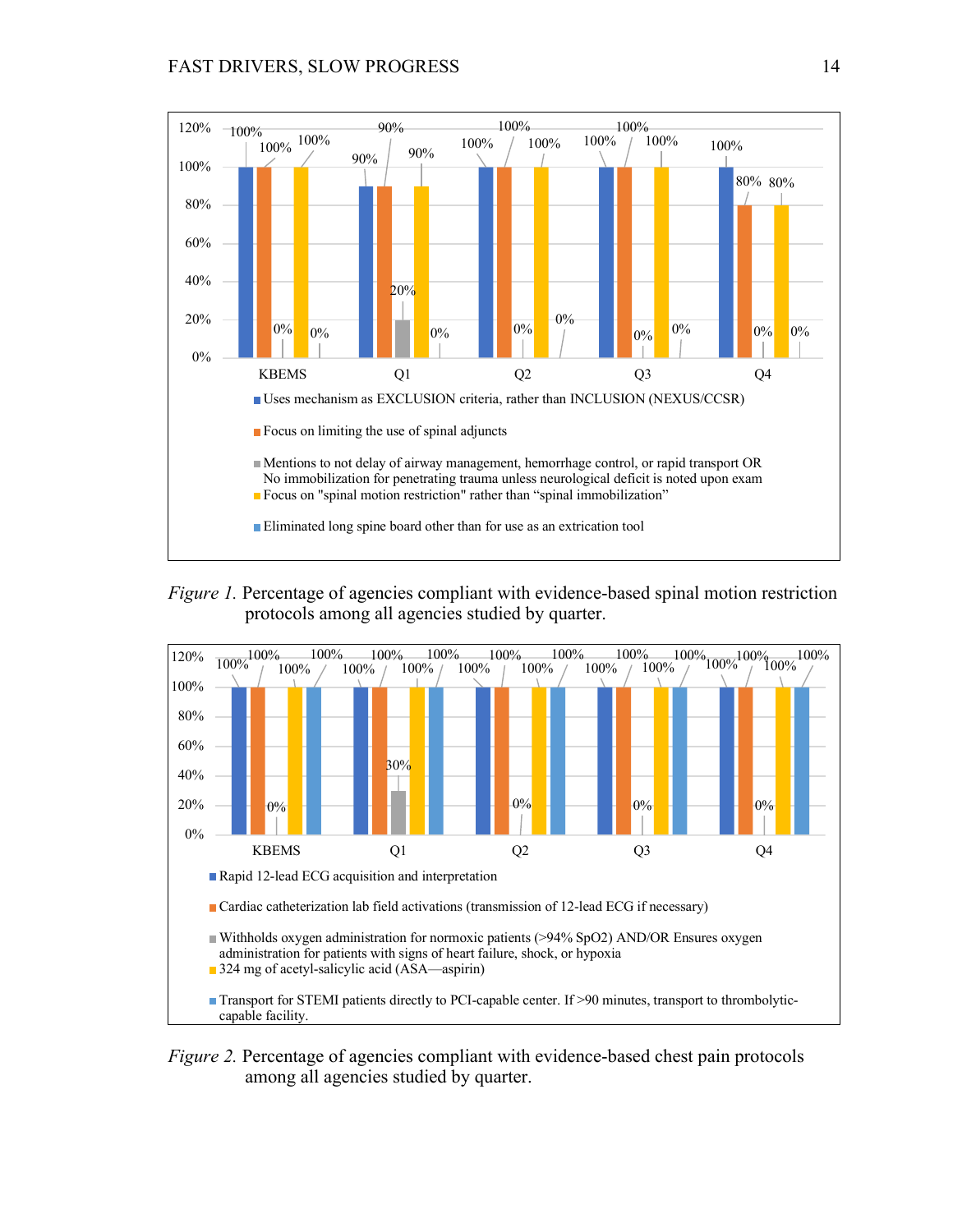*Figure 1.* Percentage of agencies compliant with evidence-based spinal motion restriction protocols among all agencies studied by quarter.

| | KBEMS | Q1 | Q2 | Q3 | Q4 |
|---|---|---|---|---|---|
| Uses mechanism as EXCLUSION criteria, rather than INCLUSION (NEXUS/CCSR) | 100% | 90% | 100% | 100% | 100% |
| Focus on limiting the use of spinal adjuncts | 100% | 90% | 100% | 100% | 80% |
| Mentions to not delay of airway management, hemorrhage control, or rapid transport OR No immobilization for penetrating trauma unless neurological deficit is noted upon exam | 0% | 20% | 0% | 0% | 0% |
| Focus on "spinal motion restriction" rather than "spinal immobilization" | 100% | 90% | 100% | 100% | 80% |
| Eliminated long spine board other than for use as an extrication tool | 0% | 0% | 0% | 0% | 0% |

*Figure 2.* Percentage of agencies compliant with evidence-based chest pain protocols among all agencies studied by quarter.

| | KBEMS | Q1 | Q2 | Q3 | Q4 |
|---|---|---|---|---|---|
| Rapid 12-lead ECG acquisition and interpretation | 100% | 100% | 100% | 100% | 100% |
| Cardiac catheterization lab field activations (transmission of 12-lead ECG if necessary) | 100% | 100% | 100% | 100% | 100% |
| Withholds oxygen administration for normoxic patients (>94% SpO2) AND/OR Ensures oxygen administration for patients with signs of heart failure, shock, or hypoxia | 0% | 30% | 0% | 0% | 0% |
| 324 mg of acetyl-salicylic acid (ASA—aspirin) | 100% | 100% | 100% | 100% | 100% |
| Transport for STEMI patients directly to PCI-capable center. If >90 minutes, transport to thrombolytic-capable facility. | 100% | 100% | 100% | 100% | 100% |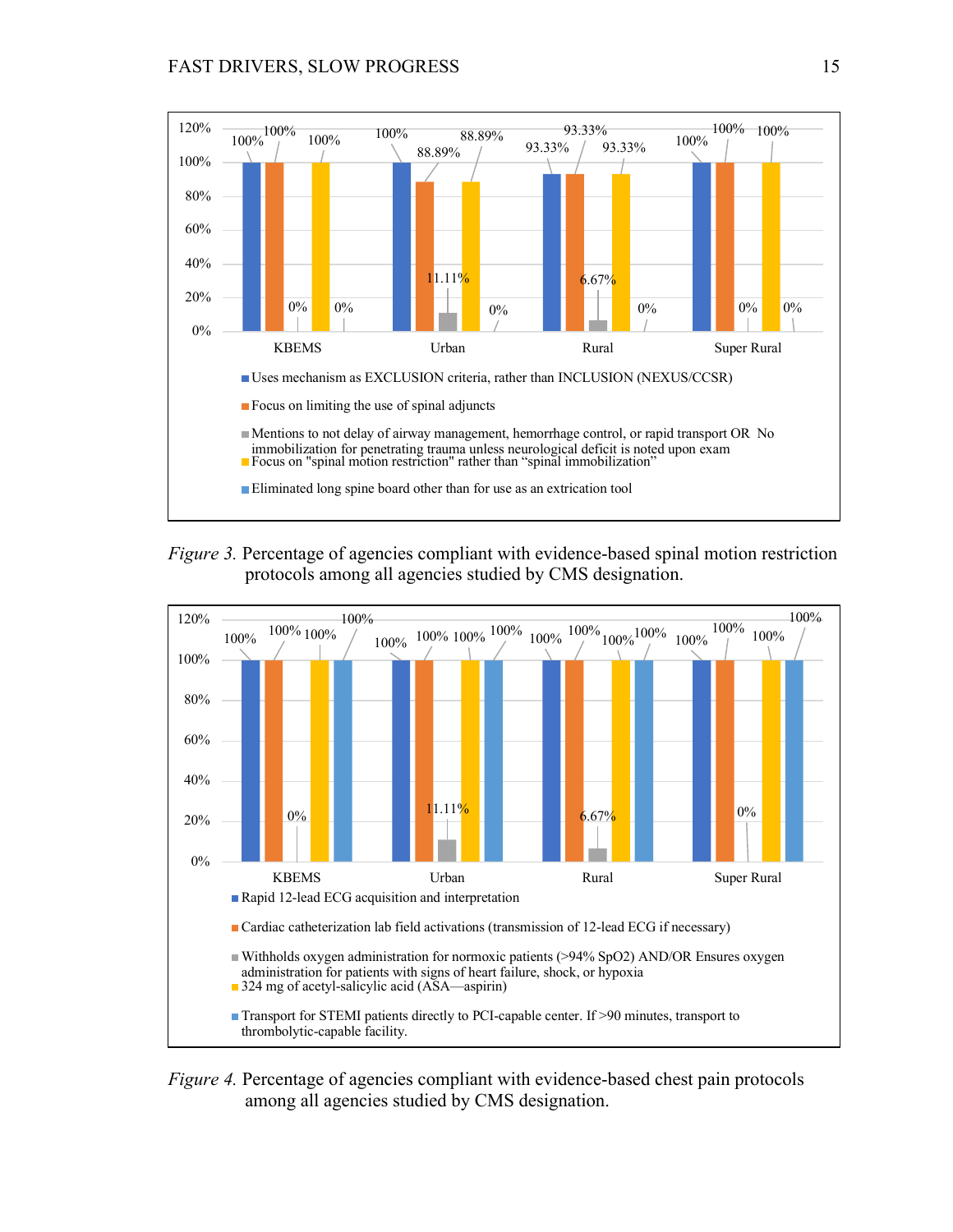| | KBEMS | Urban | Rural | Super Rural |
|---|---|---|---|---|
| Uses mechanism as EXCLUSION criteria, rather than INCLUSION (NEXUS/CCSR) | 100% | 100% | 93.33% | 100% |
| Focus on limiting the use of spinal adjuncts | 100% | 88.89% | 93.33% | 100% |
| Mentions to not delay of airway management, hemorrhage control, or rapid transport OR No immobilization for penetrating trauma unless neurological deficit is noted upon exam | 0% | 11.11% | 6.67% | 0% |
| Focus on "spinal motion restriction" rather than "spinal immobilization" | 100% | 88.89% | 93.33% | 100% |
| Eliminated long spine board other than for use as an extrication tool | 0% | 0% | 0% | 0% |

*Figure 3.* Percentage of agencies compliant with evidence-based spinal motion restriction protocols among all agencies studied by CMS designation.

| | KBEMS | Urban | Rural | Super Rural |
|---|---|---|---|---|
| Rapid 12-lead ECG acquisition and interpretation | 100% | 100% | 100% | 100% |
| Cardiac catheterization lab field activations (transmission of 12-lead ECG if necessary) | 100% | 100% | 100% | 100% |
| Withholds oxygen administration for normoxic patients (>94% SpO2) AND/OR Ensures oxygen administration for patients with signs of heart failure, shock, or hypoxia | 0% | 11.11% | 6.67% | 0% |
| 324 mg of acetyl-salicylic acid (ASA—aspirin) | 100% | 100% | 100% | 100% |
| Transport for STEMI patients directly to PCI-capable center. If >90 minutes, transport to thrombolytic-capable facility. | 100% | 100% | 100% | 100% |

*Figure 4.* Percentage of agencies compliant with evidence-based chest pain protocols among all agencies studied by CMS designation.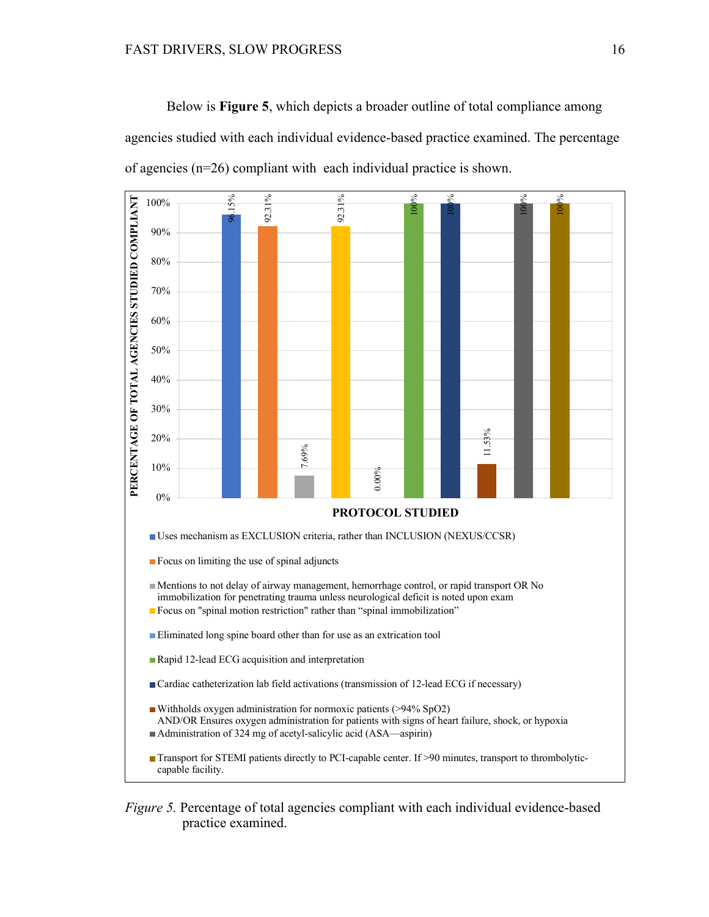Below is **Figure 5**, which depicts a broader outline of total compliance among agencies studied with each individual evidence-based practice examined. The percentage of agencies (n=26) compliant with each individual practice is shown.

| Protocol Studied | Percentage of Total Agencies Studied Compliant |
|---|---|
| Uses mechanism as EXCLUSION criteria, rather than INCLUSION (NEXUS/CCSR) | 96.15% |
| Focus on limiting the use of spinal adjuncts | 92.31% |
| Mentions to not delay of airway management, hemorrhage control, or rapid transport OR No immobilization for penetrating trauma unless neurological deficit is noted upon exam | 7.69% |
| Focus on "spinal motion restriction" rather than "spinal immobilization" | 92.31% |
| Eliminated long spine board other than for use as an extrication tool | 0.00% |
| Rapid 12-lead ECG acquisition and interpretation | 100% |
| Cardiac catheterization lab field activations (transmission of 12-lead ECG if necessary) | 100% |
| Withholds oxygen administration for normoxic patients (>94% SpO2) AND/OR Ensures oxygen administration for patients with signs of heart failure, shock, or hypoxia | 11.53% |
| Administration of 324 mg of acetyl-salicylic acid (ASA—aspirin) | 100% |
| Transport for STEMI patients directly to PCI-capable center. If >90 minutes, transport to thrombolytic-capable facility. | 100% |

*Figure 5.* Percentage of total agencies compliant with each individual evidence-based practice examined.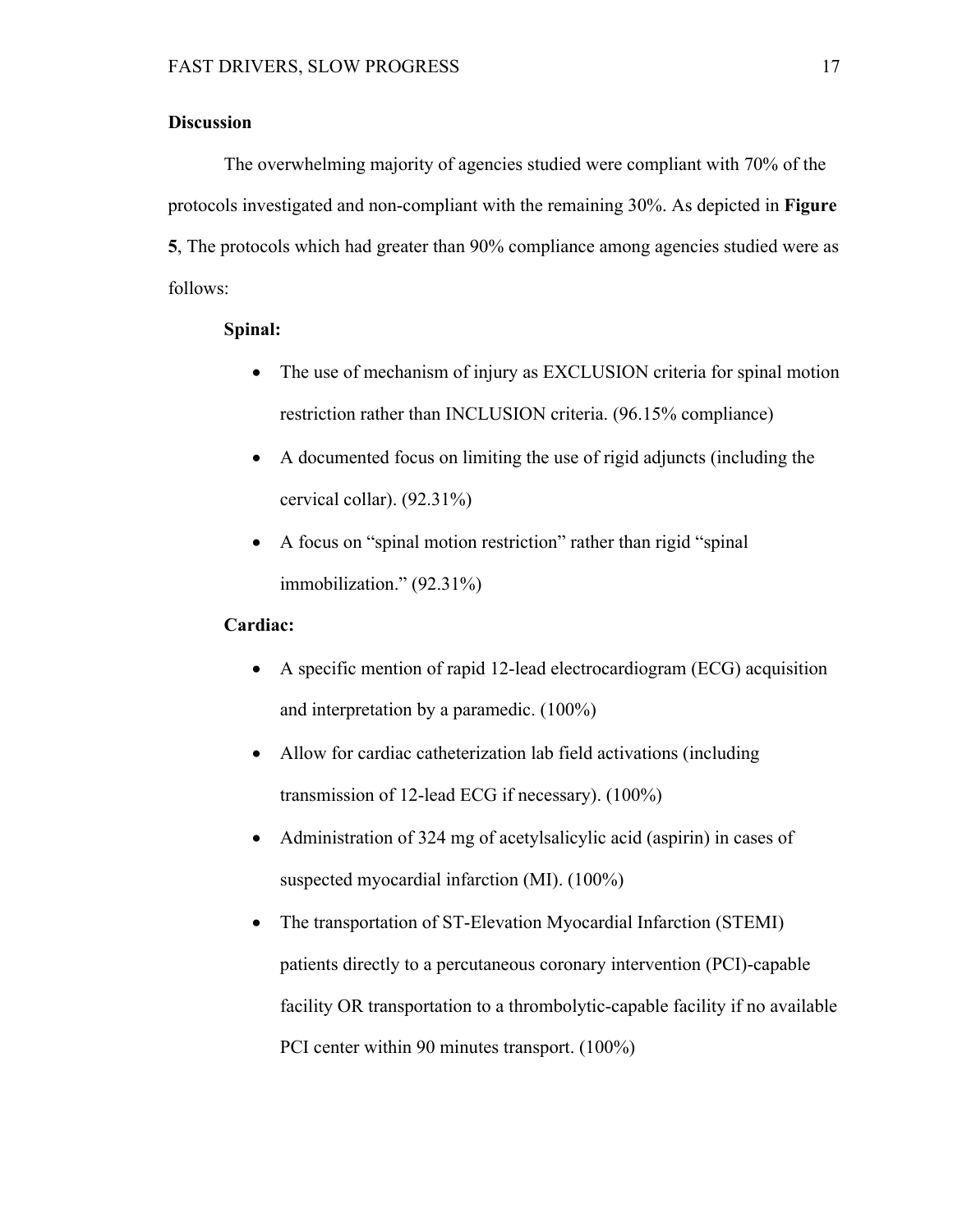## Discussion

The overwhelming majority of agencies studied were compliant with 70% of the protocols investigated and non-compliant with the remaining 30%. As depicted in **Figure 5**, The protocols which had greater than 90% compliance among agencies studied were as follows:

**Spinal:**

- The use of mechanism of injury as EXCLUSION criteria for spinal motion restriction rather than INCLUSION criteria. (96.15% compliance)
- A documented focus on limiting the use of rigid adjuncts (including the cervical collar). (92.31%)
- A focus on "spinal motion restriction" rather than rigid "spinal immobilization." (92.31%)

**Cardiac:**

- A specific mention of rapid 12-lead electrocardiogram (ECG) acquisition and interpretation by a paramedic. (100%)
- Allow for cardiac catheterization lab field activations (including transmission of 12-lead ECG if necessary). (100%)
- Administration of 324 mg of acetylsalicylic acid (aspirin) in cases of suspected myocardial infarction (MI). (100%)
- The transportation of ST-Elevation Myocardial Infarction (STEMI) patients directly to a percutaneous coronary intervention (PCI)-capable facility OR transportation to a thrombolytic-capable facility if no available PCI center within 90 minutes transport. (100%)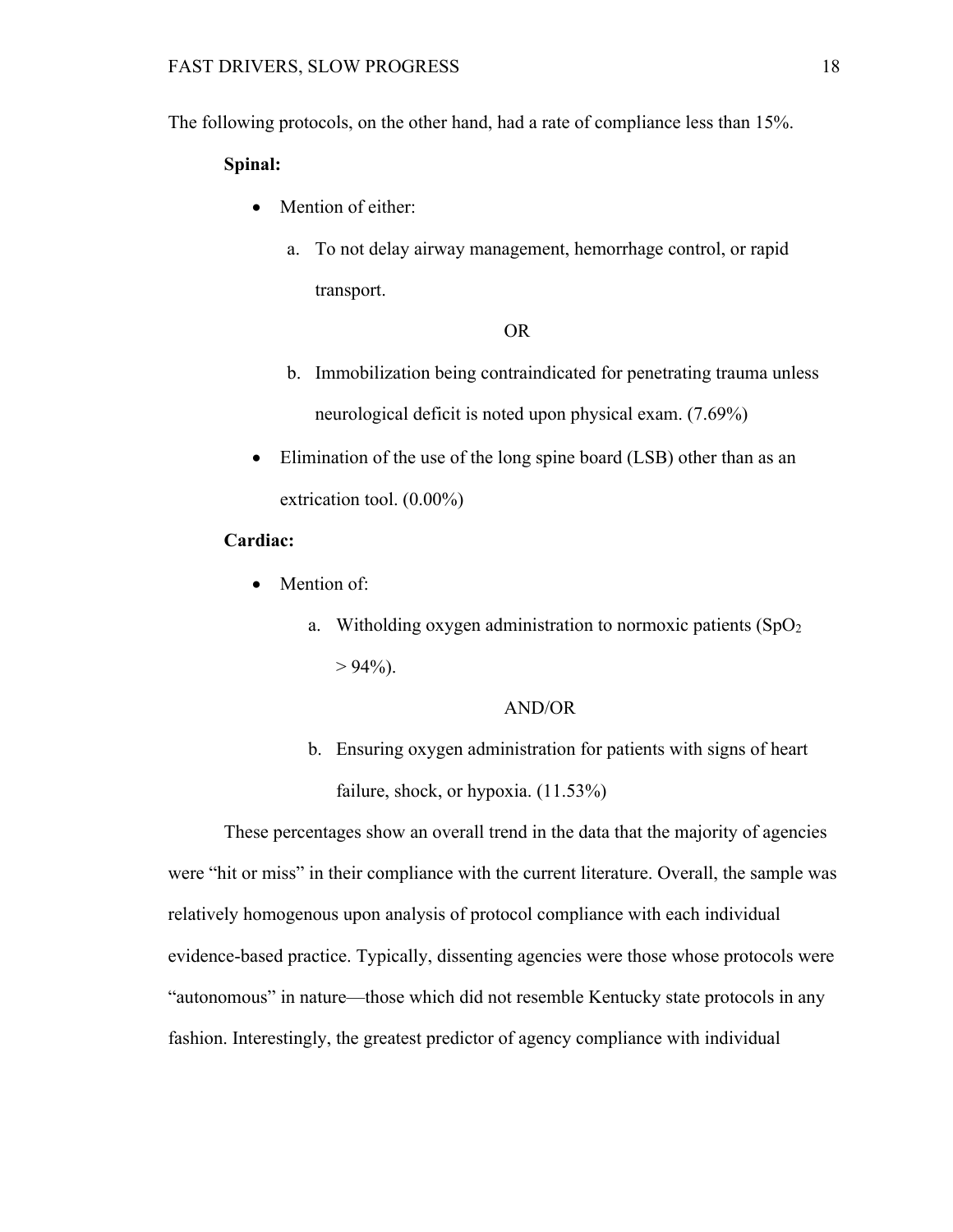The following protocols, on the other hand, had a rate of compliance less than 15%.

**Spinal:**

- Mention of either:
  a. To not delay airway management, hemorrhage control, or rapid transport.

  OR

  b. Immobilization being contraindicated for penetrating trauma unless neurological deficit is noted upon physical exam. (7.69%)
- Elimination of the use of the long spine board (LSB) other than as an extrication tool. (0.00%)

**Cardiac:**

- Mention of:
  a. Witholding oxygen administration to normoxic patients ($SpO_2$ > 94%).

  AND/OR

  b. Ensuring oxygen administration for patients with signs of heart failure, shock, or hypoxia. (11.53%)

These percentages show an overall trend in the data that the majority of agencies were "hit or miss" in their compliance with the current literature. Overall, the sample was relatively homogenous upon analysis of protocol compliance with each individual evidence-based practice. Typically, dissenting agencies were those whose protocols were "autonomous" in nature—those which did not resemble Kentucky state protocols in any fashion. Interestingly, the greatest predictor of agency compliance with individual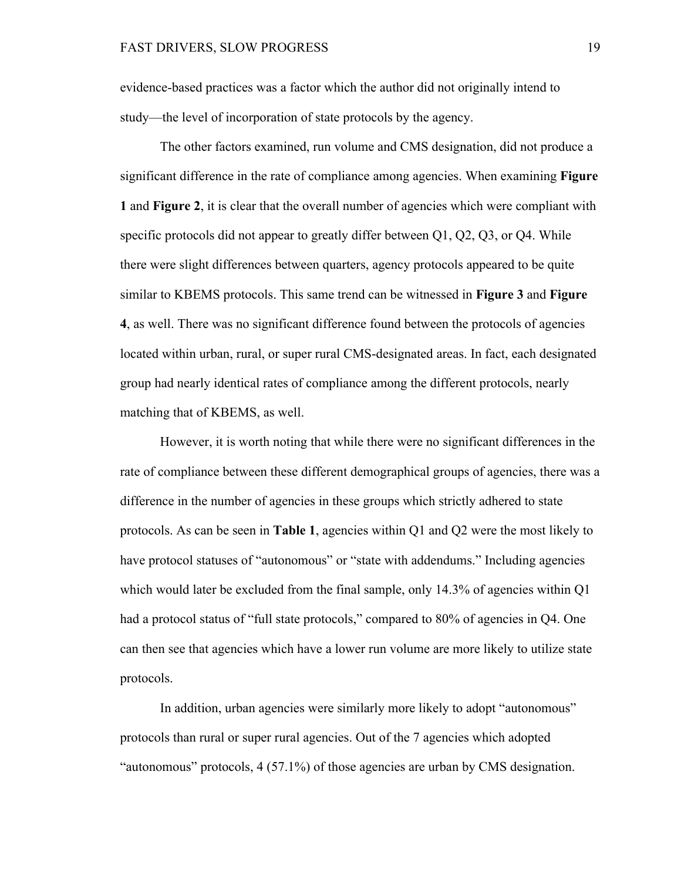evidence-based practices was a factor which the author did not originally intend to study—the level of incorporation of state protocols by the agency.

The other factors examined, run volume and CMS designation, did not produce a significant difference in the rate of compliance among agencies. When examining **Figure 1** and **Figure 2**, it is clear that the overall number of agencies which were compliant with specific protocols did not appear to greatly differ between Q1, Q2, Q3, or Q4. While there were slight differences between quarters, agency protocols appeared to be quite similar to KBEMS protocols. This same trend can be witnessed in **Figure 3** and **Figure 4**, as well. There was no significant difference found between the protocols of agencies located within urban, rural, or super rural CMS-designated areas. In fact, each designated group had nearly identical rates of compliance among the different protocols, nearly matching that of KBEMS, as well.

However, it is worth noting that while there were no significant differences in the rate of compliance between these different demographical groups of agencies, there was a difference in the number of agencies in these groups which strictly adhered to state protocols. As can be seen in **Table 1**, agencies within Q1 and Q2 were the most likely to have protocol statuses of "autonomous" or "state with addendums." Including agencies which would later be excluded from the final sample, only 14.3% of agencies within Q1 had a protocol status of "full state protocols," compared to 80% of agencies in Q4. One can then see that agencies which have a lower run volume are more likely to utilize state protocols.

In addition, urban agencies were similarly more likely to adopt "autonomous" protocols than rural or super rural agencies. Out of the 7 agencies which adopted "autonomous" protocols, 4 (57.1%) of those agencies are urban by CMS designation.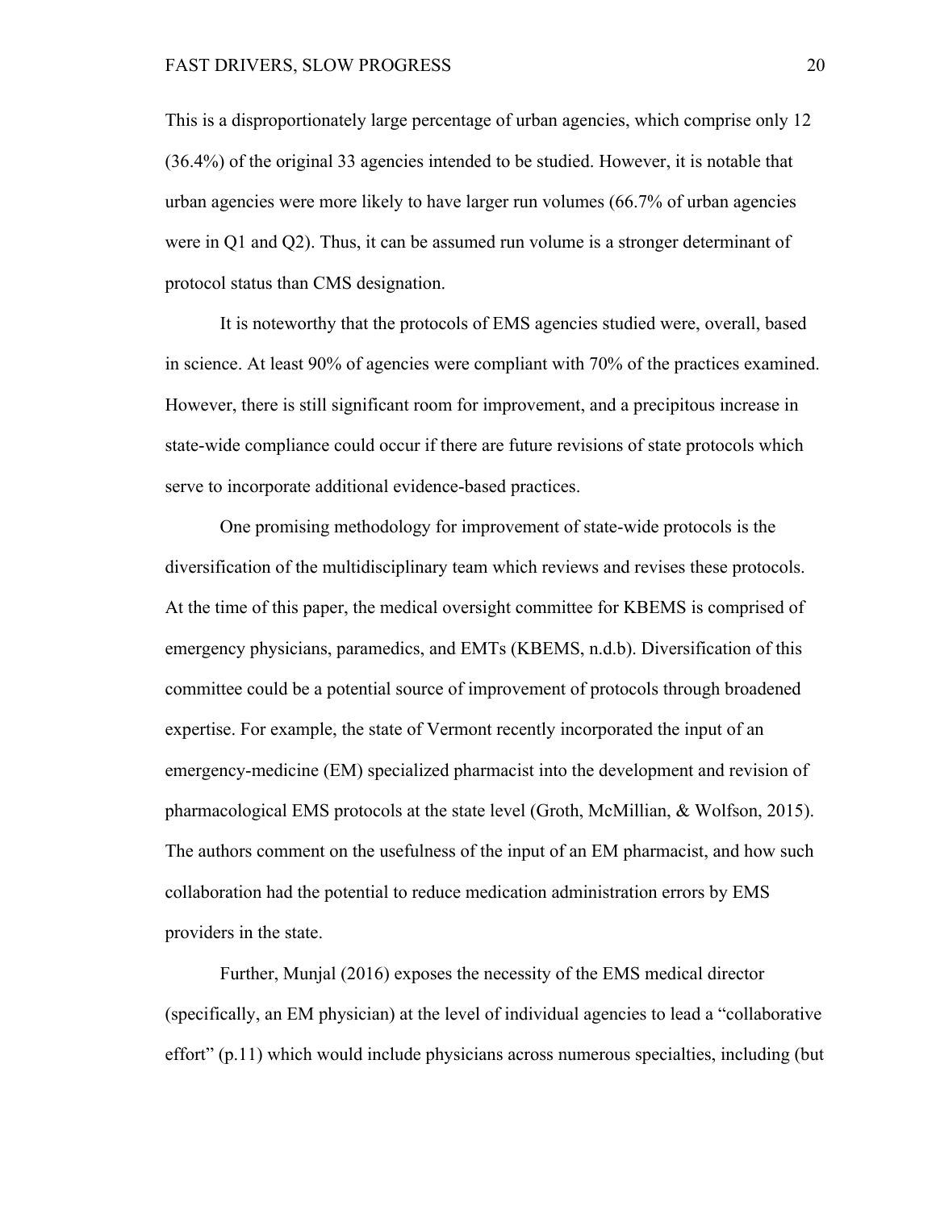This is a disproportionately large percentage of urban agencies, which comprise only 12 (36.4%) of the original 33 agencies intended to be studied. However, it is notable that urban agencies were more likely to have larger run volumes (66.7% of urban agencies were in Q1 and Q2). Thus, it can be assumed run volume is a stronger determinant of protocol status than CMS designation.

It is noteworthy that the protocols of EMS agencies studied were, overall, based in science. At least 90% of agencies were compliant with 70% of the practices examined. However, there is still significant room for improvement, and a precipitous increase in state-wide compliance could occur if there are future revisions of state protocols which serve to incorporate additional evidence-based practices.

One promising methodology for improvement of state-wide protocols is the diversification of the multidisciplinary team which reviews and revises these protocols. At the time of this paper, the medical oversight committee for KBEMS is comprised of emergency physicians, paramedics, and EMTs (KBEMS, n.d.b). Diversification of this committee could be a potential source of improvement of protocols through broadened expertise. For example, the state of Vermont recently incorporated the input of an emergency-medicine (EM) specialized pharmacist into the development and revision of pharmacological EMS protocols at the state level (Groth, McMillian, & Wolfson, 2015). The authors comment on the usefulness of the input of an EM pharmacist, and how such collaboration had the potential to reduce medication administration errors by EMS providers in the state.

Further, Munjal (2016) exposes the necessity of the EMS medical director (specifically, an EM physician) at the level of individual agencies to lead a "collaborative effort" (p.11) which would include physicians across numerous specialties, including (but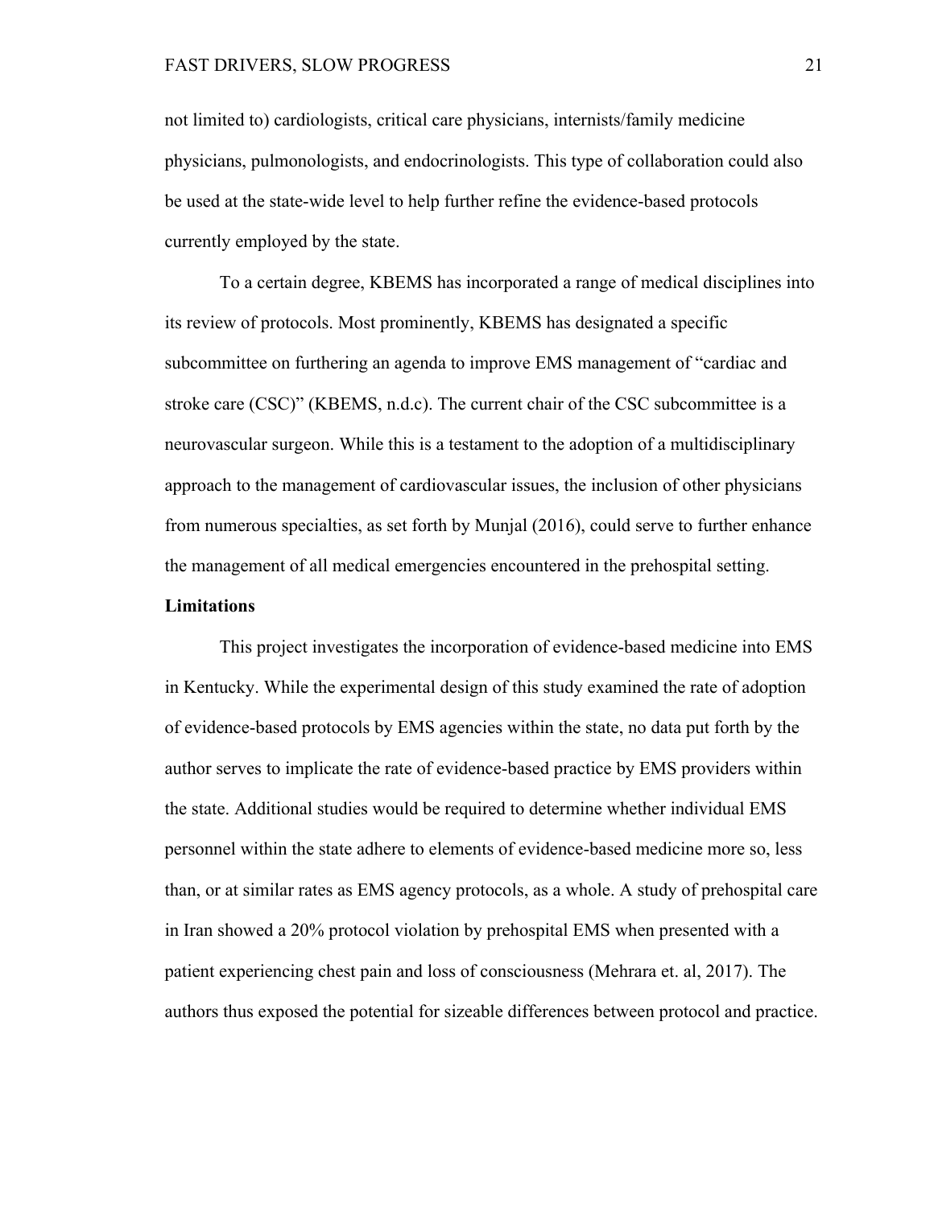not limited to) cardiologists, critical care physicians, internists/family medicine physicians, pulmonologists, and endocrinologists. This type of collaboration could also be used at the state-wide level to help further refine the evidence-based protocols currently employed by the state.

To a certain degree, KBEMS has incorporated a range of medical disciplines into its review of protocols. Most prominently, KBEMS has designated a specific subcommittee on furthering an agenda to improve EMS management of "cardiac and stroke care (CSC)" (KBEMS, n.d.c). The current chair of the CSC subcommittee is a neurovascular surgeon. While this is a testament to the adoption of a multidisciplinary approach to the management of cardiovascular issues, the inclusion of other physicians from numerous specialties, as set forth by Munjal (2016), could serve to further enhance the management of all medical emergencies encountered in the prehospital setting.

**Limitations**

This project investigates the incorporation of evidence-based medicine into EMS in Kentucky. While the experimental design of this study examined the rate of adoption of evidence-based protocols by EMS agencies within the state, no data put forth by the author serves to implicate the rate of evidence-based practice by EMS providers within the state. Additional studies would be required to determine whether individual EMS personnel within the state adhere to elements of evidence-based medicine more so, less than, or at similar rates as EMS agency protocols, as a whole. A study of prehospital care in Iran showed a 20% protocol violation by prehospital EMS when presented with a patient experiencing chest pain and loss of consciousness (Mehrara et. al, 2017). The authors thus exposed the potential for sizeable differences between protocol and practice.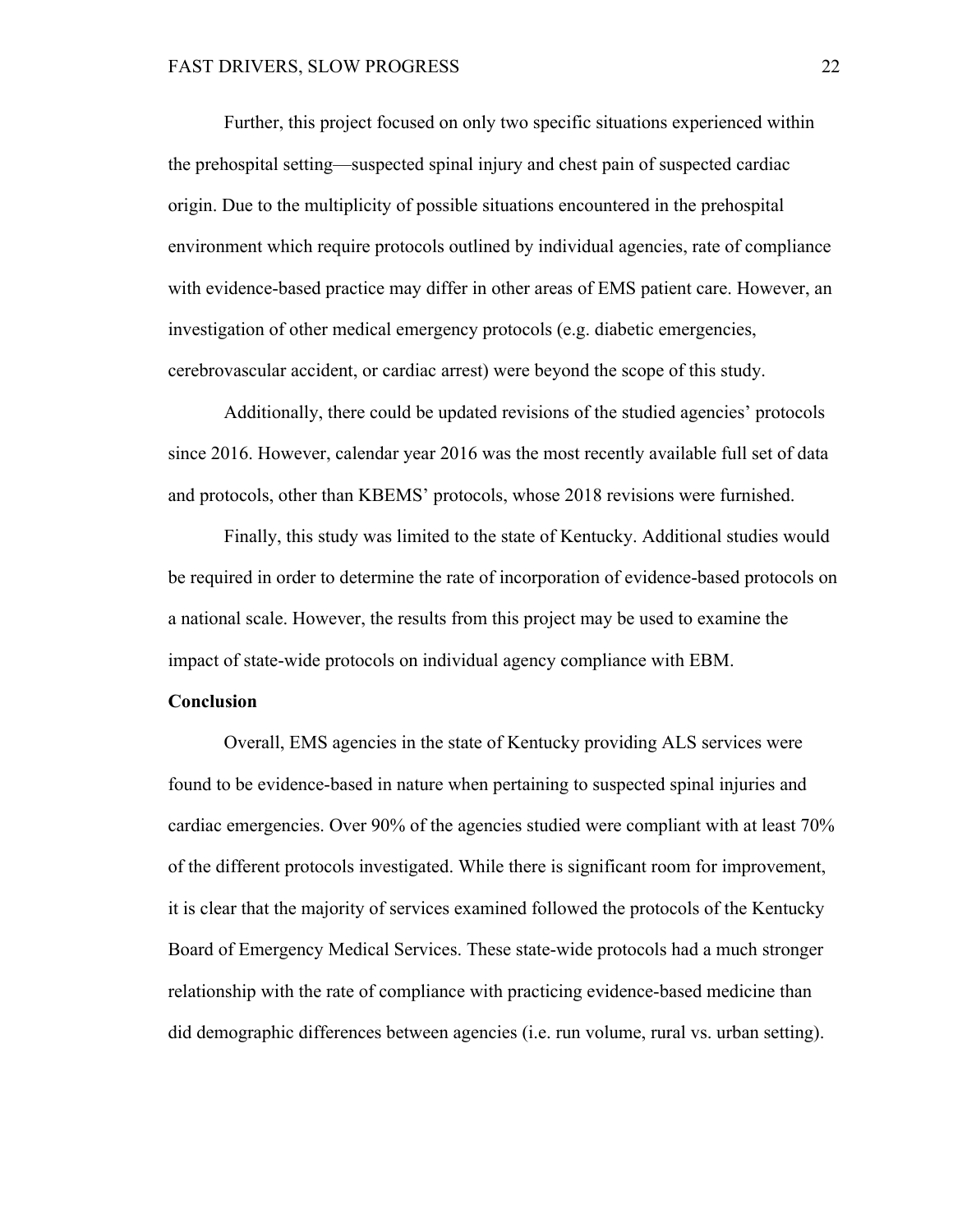Further, this project focused on only two specific situations experienced within the prehospital setting—suspected spinal injury and chest pain of suspected cardiac origin. Due to the multiplicity of possible situations encountered in the prehospital environment which require protocols outlined by individual agencies, rate of compliance with evidence-based practice may differ in other areas of EMS patient care. However, an investigation of other medical emergency protocols (e.g. diabetic emergencies, cerebrovascular accident, or cardiac arrest) were beyond the scope of this study.

Additionally, there could be updated revisions of the studied agencies' protocols since 2016. However, calendar year 2016 was the most recently available full set of data and protocols, other than KBEMS' protocols, whose 2018 revisions were furnished.

Finally, this study was limited to the state of Kentucky. Additional studies would be required in order to determine the rate of incorporation of evidence-based protocols on a national scale. However, the results from this project may be used to examine the impact of state-wide protocols on individual agency compliance with EBM.

**Conclusion**

Overall, EMS agencies in the state of Kentucky providing ALS services were found to be evidence-based in nature when pertaining to suspected spinal injuries and cardiac emergencies. Over 90% of the agencies studied were compliant with at least 70% of the different protocols investigated. While there is significant room for improvement, it is clear that the majority of services examined followed the protocols of the Kentucky Board of Emergency Medical Services. These state-wide protocols had a much stronger relationship with the rate of compliance with practicing evidence-based medicine than did demographic differences between agencies (i.e. run volume, rural vs. urban setting).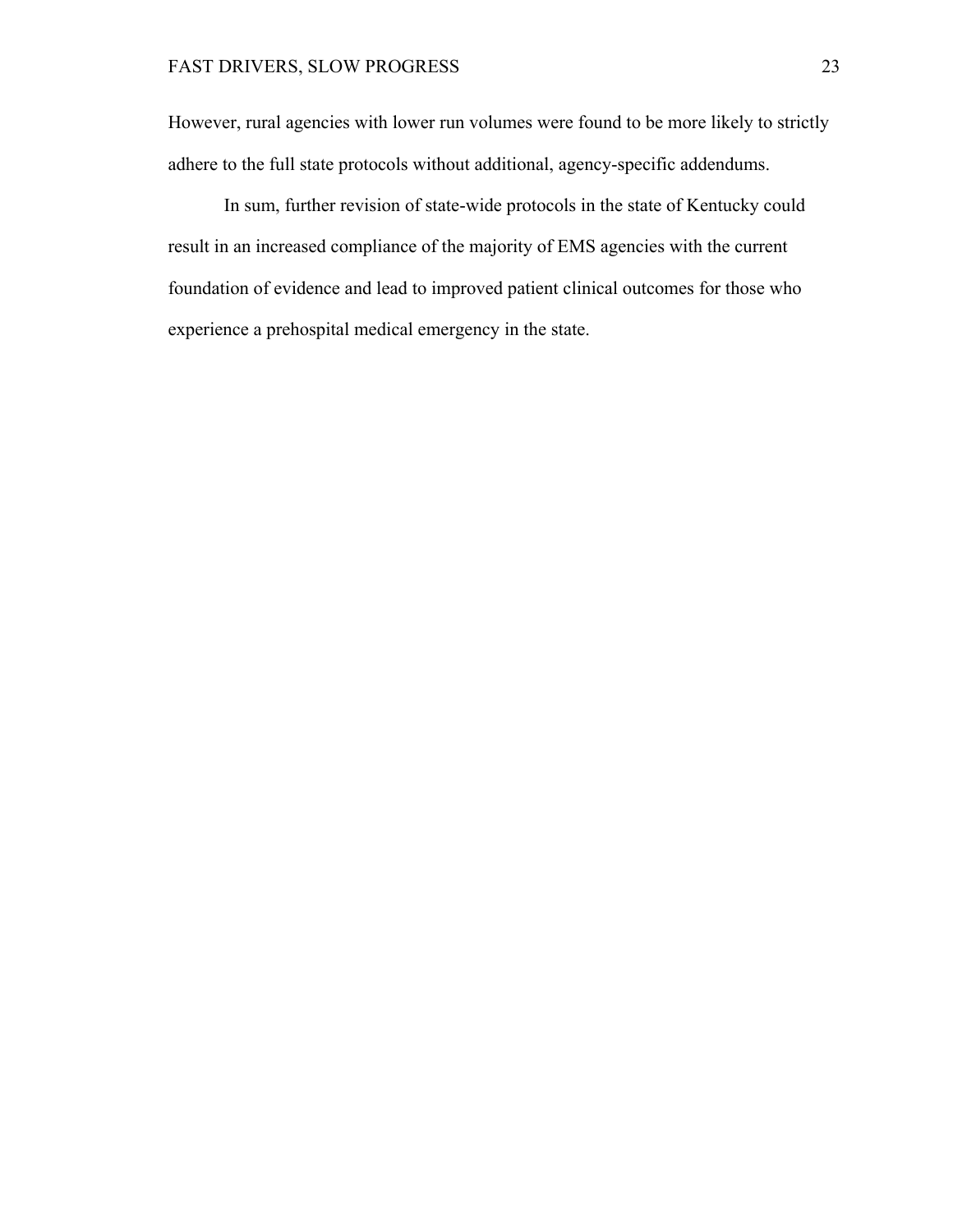However, rural agencies with lower run volumes were found to be more likely to strictly adhere to the full state protocols without additional, agency-specific addendums.

In sum, further revision of state-wide protocols in the state of Kentucky could result in an increased compliance of the majority of EMS agencies with the current foundation of evidence and lead to improved patient clinical outcomes for those who experience a prehospital medical emergency in the state.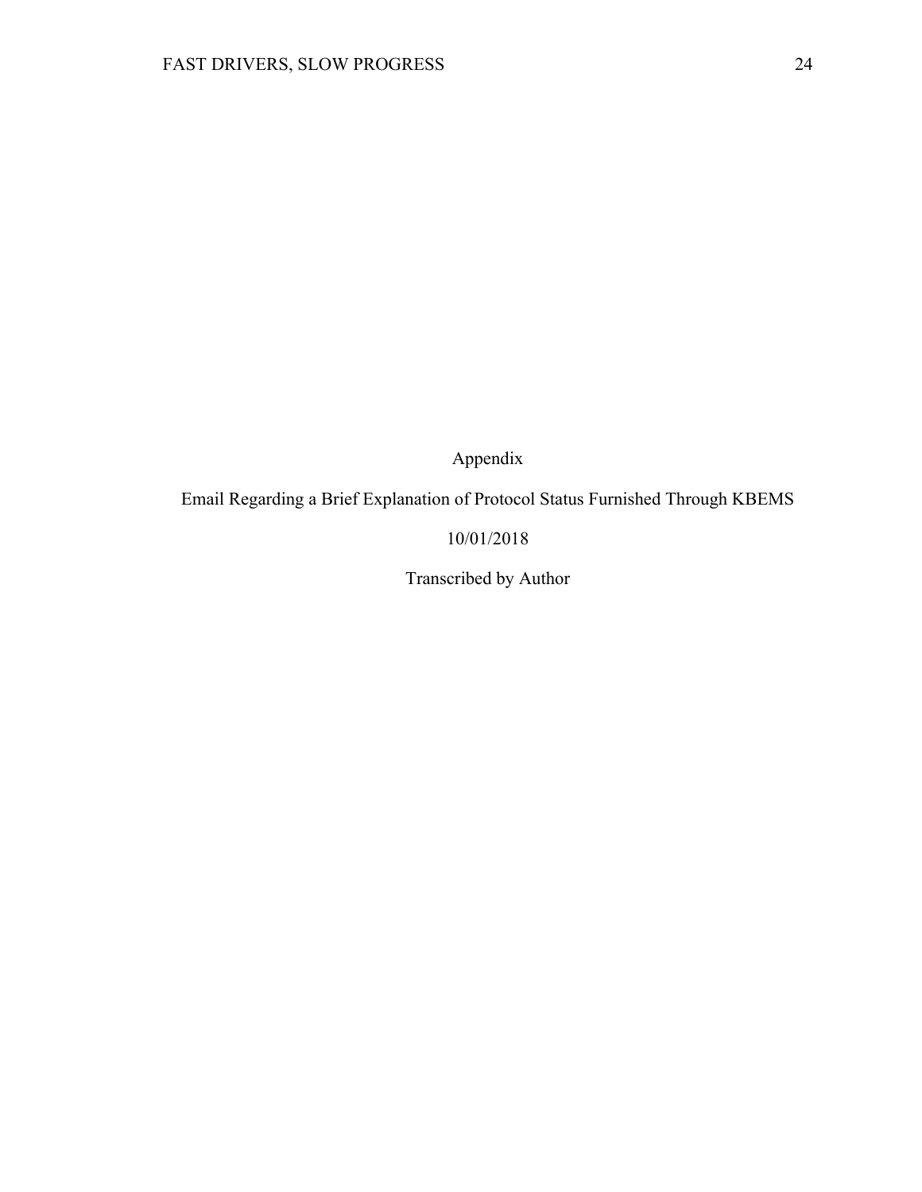# Appendix

Email Regarding a Brief Explanation of Protocol Status Furnished Through KBEMS

10/01/2018

Transcribed by Author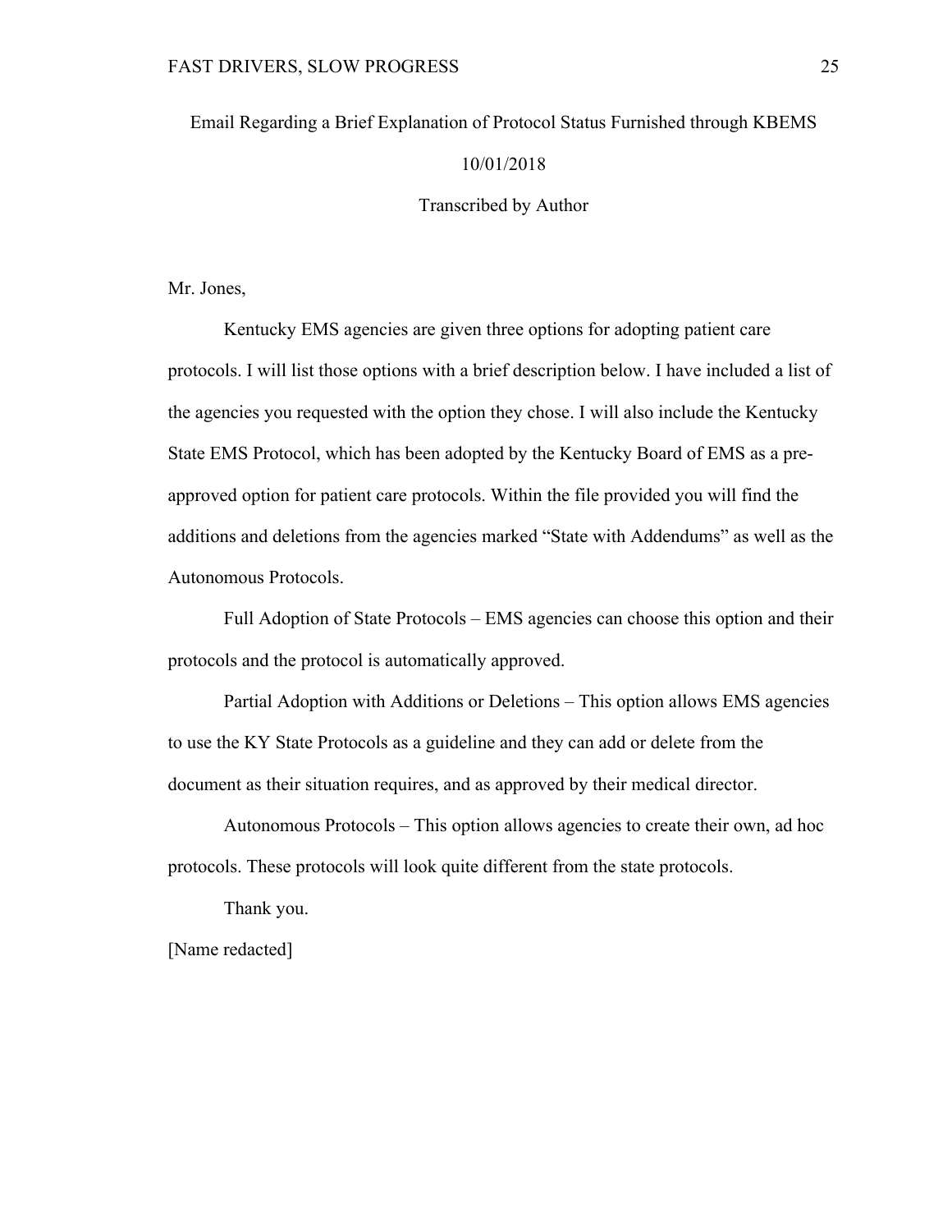Email Regarding a Brief Explanation of Protocol Status Furnished through KBEMS

10/01/2018

Transcribed by Author

Mr. Jones,

Kentucky EMS agencies are given three options for adopting patient care protocols. I will list those options with a brief description below. I have included a list of the agencies you requested with the option they chose. I will also include the Kentucky State EMS Protocol, which has been adopted by the Kentucky Board of EMS as a pre-approved option for patient care protocols. Within the file provided you will find the additions and deletions from the agencies marked "State with Addendums" as well as the Autonomous Protocols.

Full Adoption of State Protocols – EMS agencies can choose this option and their protocols and the protocol is automatically approved.

Partial Adoption with Additions or Deletions – This option allows EMS agencies to use the KY State Protocols as a guideline and they can add or delete from the document as their situation requires, and as approved by their medical director.

Autonomous Protocols – This option allows agencies to create their own, ad hoc protocols. These protocols will look quite different from the state protocols.

Thank you.

[Name redacted]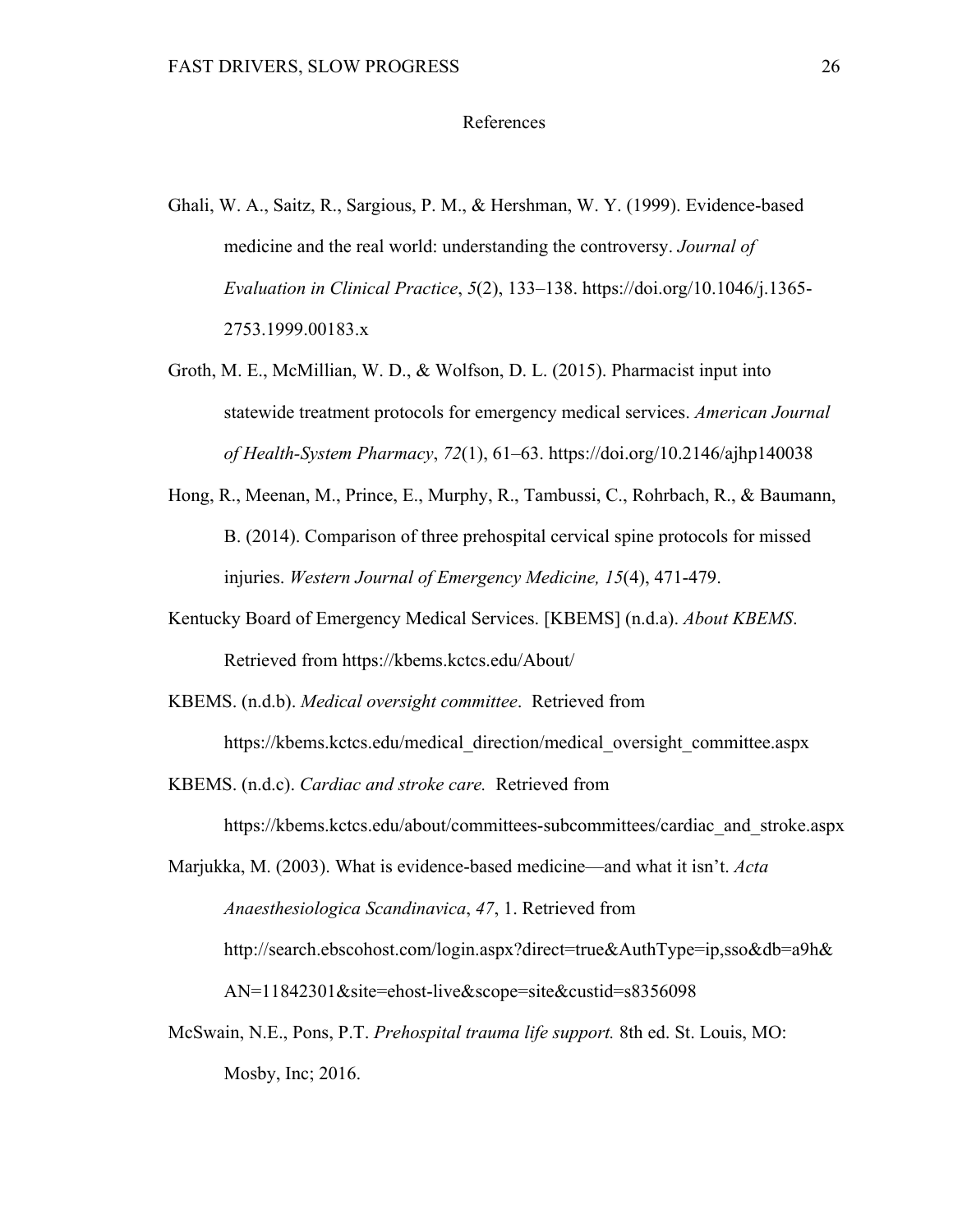# References

Ghali, W. A., Saitz, R., Sargious, P. M., & Hershman, W. Y. (1999). Evidence-based medicine and the real world: understanding the controversy. *Journal of Evaluation in Clinical Practice*, *5*(2), 133–138. https://doi.org/10.1046/j.1365-2753.1999.00183.x

Groth, M. E., McMillian, W. D., & Wolfson, D. L. (2015). Pharmacist input into statewide treatment protocols for emergency medical services. *American Journal of Health-System Pharmacy*, *72*(1), 61–63. https://doi.org/10.2146/ajhp140038

Hong, R., Meenan, M., Prince, E., Murphy, R., Tambussi, C., Rohrbach, R., & Baumann, B. (2014). Comparison of three prehospital cervical spine protocols for missed injuries. *Western Journal of Emergency Medicine, 15*(4), 471-479.

Kentucky Board of Emergency Medical Services. [KBEMS] (n.d.a). *About KBEMS*. Retrieved from https://kbems.kctcs.edu/About/

KBEMS. (n.d.b). *Medical oversight committee*. Retrieved from https://kbems.kctcs.edu/medical_direction/medical_oversight_committee.aspx

KBEMS. (n.d.c). *Cardiac and stroke care.* Retrieved from https://kbems.kctcs.edu/about/committees-subcommittees/cardiac_and_stroke.aspx

Marjukka, M. (2003). What is evidence-based medicine—and what it isn't. *Acta Anaesthesiologica Scandinavica*, *47*, 1. Retrieved from http://search.ebscohost.com/login.aspx?direct=true&AuthType=ip,sso&db=a9h&AN=11842301&site=ehost-live&scope=site&custid=s8356098

McSwain, N.E., Pons, P.T. *Prehospital trauma life support.* 8th ed. St. Louis, MO: Mosby, Inc; 2016.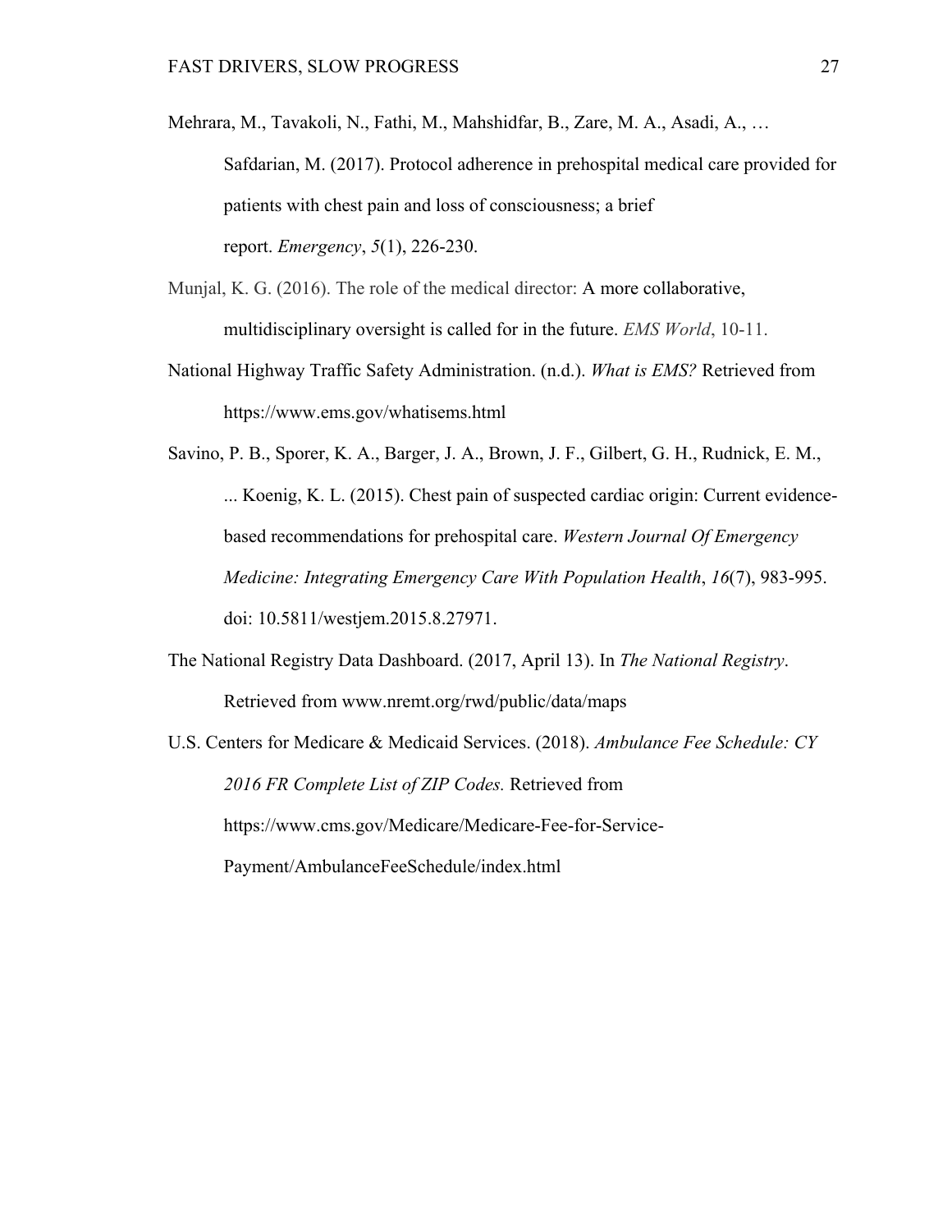Mehrara, M., Tavakoli, N., Fathi, M., Mahshidfar, B., Zare, M. A., Asadi, A., … Safdarian, M. (2017). Protocol adherence in prehospital medical care provided for patients with chest pain and loss of consciousness; a brief report. *Emergency*, *5*(1), 226-230.

Munjal, K. G. (2016). The role of the medical director: A more collaborative, multidisciplinary oversight is called for in the future. *EMS World*, 10-11.

National Highway Traffic Safety Administration. (n.d.). *What is EMS?* Retrieved from https://www.ems.gov/whatisems.html

Savino, P. B., Sporer, K. A., Barger, J. A., Brown, J. F., Gilbert, G. H., Rudnick, E. M., ... Koenig, K. L. (2015). Chest pain of suspected cardiac origin: Current evidence-based recommendations for prehospital care. *Western Journal Of Emergency Medicine: Integrating Emergency Care With Population Health*, *16*(7), 983-995. doi: 10.5811/westjem.2015.8.27971.

The National Registry Data Dashboard. (2017, April 13). In *The National Registry*. Retrieved from www.nremt.org/rwd/public/data/maps

U.S. Centers for Medicare & Medicaid Services. (2018). *Ambulance Fee Schedule: CY 2016 FR Complete List of ZIP Codes.* Retrieved from https://www.cms.gov/Medicare/Medicare-Fee-for-Service-Payment/AmbulanceFeeSchedule/index.html